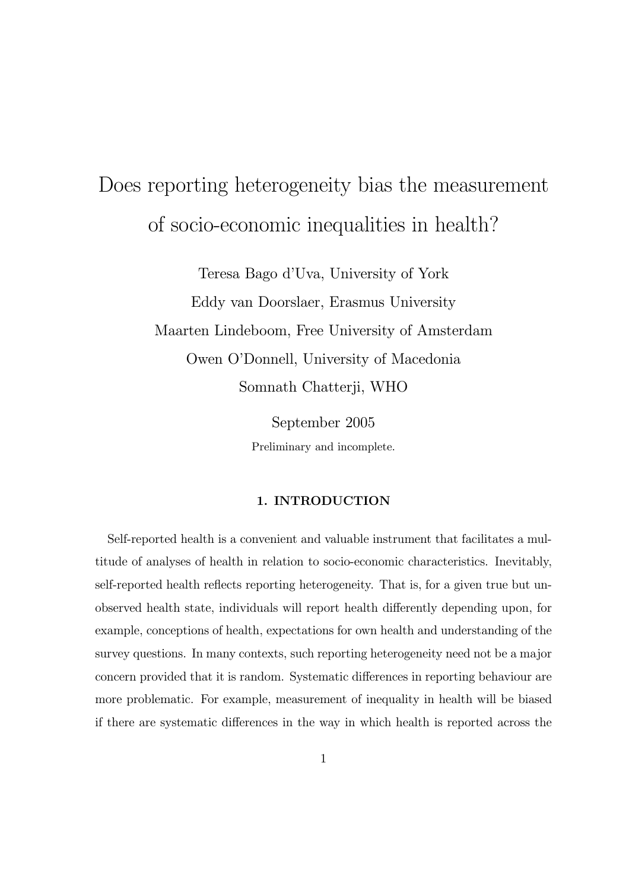# Does reporting heterogeneity bias the measurement of socio-economic inequalities in health?

Teresa Bago d'Uva, University of York

Eddy van Doorslaer, Erasmus University

Maarten Lindeboom, Free University of Amsterdam

Owen O'Donnell, University of Macedonia

Somnath Chatterji, WHO

September 2005

Preliminary and incomplete.

## 1. INTRODUCTION

Self-reported health is a convenient and valuable instrument that facilitates a multitude of analyses of health in relation to socio-economic characteristics. Inevitably, self-reported health reflects reporting heterogeneity. That is, for a given true but unobserved health state, individuals will report health differently depending upon, for example, conceptions of health, expectations for own health and understanding of the survey questions. In many contexts, such reporting heterogeneity need not be a major concern provided that it is random. Systematic differences in reporting behaviour are more problematic. For example, measurement of inequality in health will be biased if there are systematic differences in the way in which health is reported across the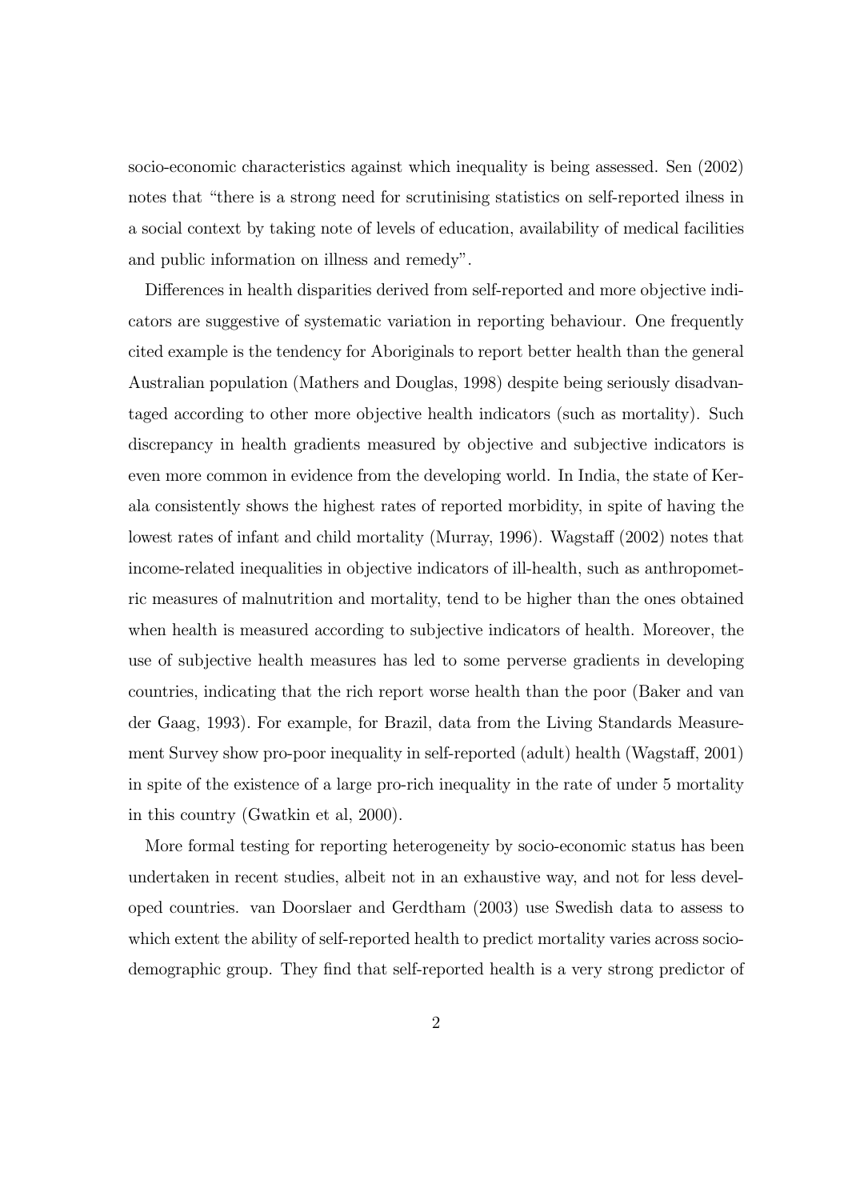socio-economic characteristics against which inequality is being assessed. Sen (2002) notes that "there is a strong need for scrutinising statistics on self-reported ilness in a social context by taking note of levels of education, availability of medical facilities and public information on illness and remedy".

Differences in health disparities derived from self-reported and more objective indicators are suggestive of systematic variation in reporting behaviour. One frequently cited example is the tendency for Aboriginals to report better health than the general Australian population (Mathers and Douglas, 1998) despite being seriously disadvantaged according to other more objective health indicators (such as mortality). Such discrepancy in health gradients measured by objective and subjective indicators is even more common in evidence from the developing world. In India, the state of Kerala consistently shows the highest rates of reported morbidity, in spite of having the lowest rates of infant and child mortality (Murray, 1996). Wagstaff (2002) notes that income-related inequalities in objective indicators of ill-health, such as anthropometric measures of malnutrition and mortality, tend to be higher than the ones obtained when health is measured according to subjective indicators of health. Moreover, the use of subjective health measures has led to some perverse gradients in developing countries, indicating that the rich report worse health than the poor (Baker and van der Gaag, 1993). For example, for Brazil, data from the Living Standards Measurement Survey show pro-poor inequality in self-reported (adult) health (Wagstaff, 2001) in spite of the existence of a large pro-rich inequality in the rate of under 5 mortality in this country (Gwatkin et al, 2000).

More formal testing for reporting heterogeneity by socio-economic status has been undertaken in recent studies, albeit not in an exhaustive way, and not for less developed countries. van Doorslaer and Gerdtham (2003) use Swedish data to assess to which extent the ability of self-reported health to predict mortality varies across socio-demographic group. They find that self-reported health is a very strong predictor of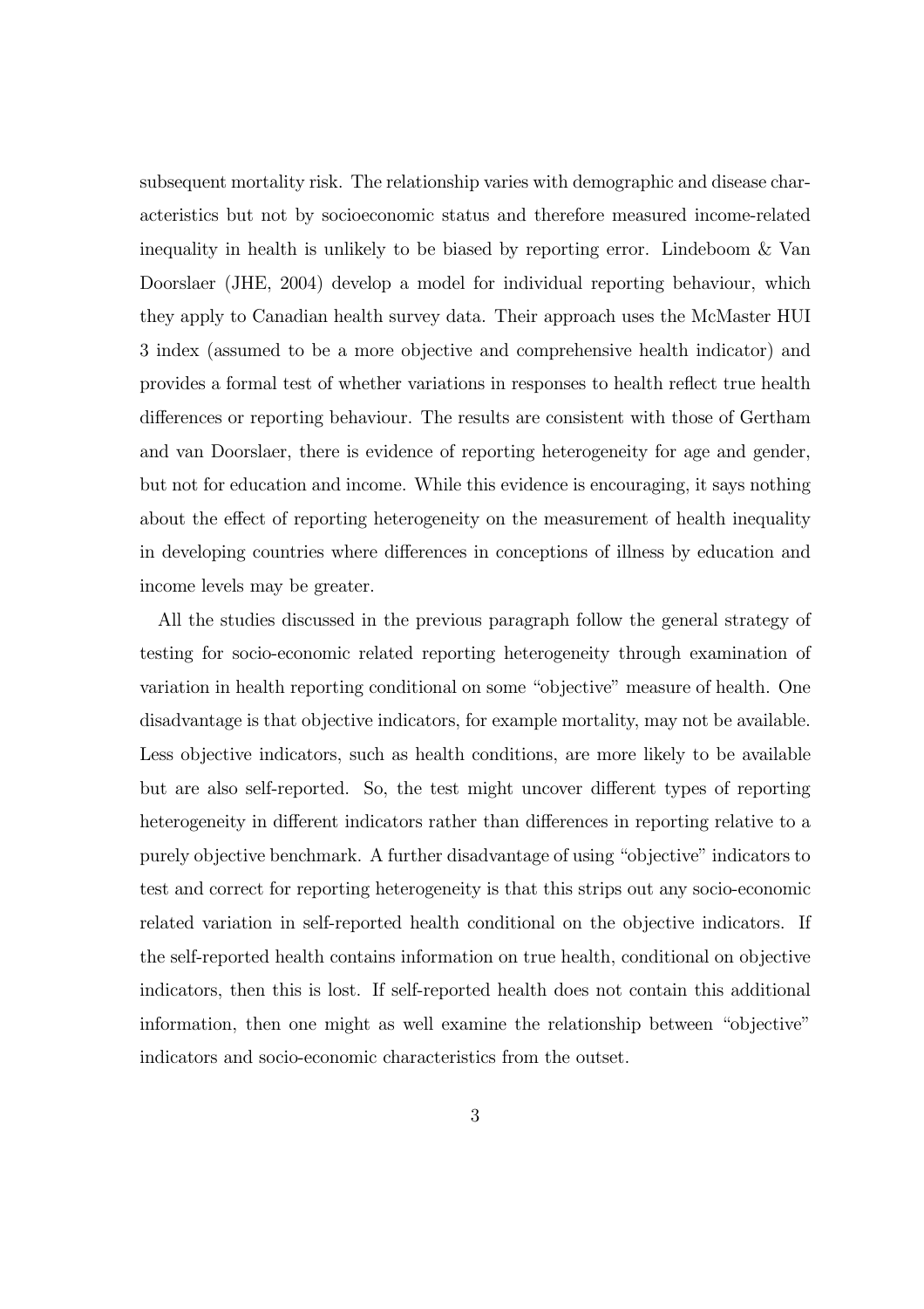subsequent mortality risk. The relationship varies with demographic and disease characteristics but not by socioeconomic status and therefore measured income-related inequality in health is unlikely to be biased by reporting error. Lindeboom & Van Doorslaer (JHE, 2004) develop a model for individual reporting behaviour, which they apply to Canadian health survey data. Their approach uses the McMaster HUI 3 index (assumed to be a more objective and comprehensive health indicator) and provides a formal test of whether variations in responses to health reflect true health differences or reporting behaviour. The results are consistent with those of Gertham and van Doorslaer, there is evidence of reporting heterogeneity for age and gender, but not for education and income. While this evidence is encouraging, it says nothing about the effect of reporting heterogeneity on the measurement of health inequality in developing countries where differences in conceptions of illness by education and income levels may be greater.

All the studies discussed in the previous paragraph follow the general strategy of testing for socio-economic related reporting heterogeneity through examination of variation in health reporting conditional on some "objective" measure of health. One disadvantage is that objective indicators, for example mortality, may not be available. Less objective indicators, such as health conditions, are more likely to be available but are also self-reported. So, the test might uncover different types of reporting heterogeneity in different indicators rather than differences in reporting relative to a purely objective benchmark. A further disadvantage of using "objective" indicators to test and correct for reporting heterogeneity is that this strips out any socio-economic related variation in self-reported health conditional on the objective indicators. If the self-reported health contains information on true health, conditional on objective indicators, then this is lost. If self-reported health does not contain this additional information, then one might as well examine the relationship between "objective" indicators and socio-economic characteristics from the outset.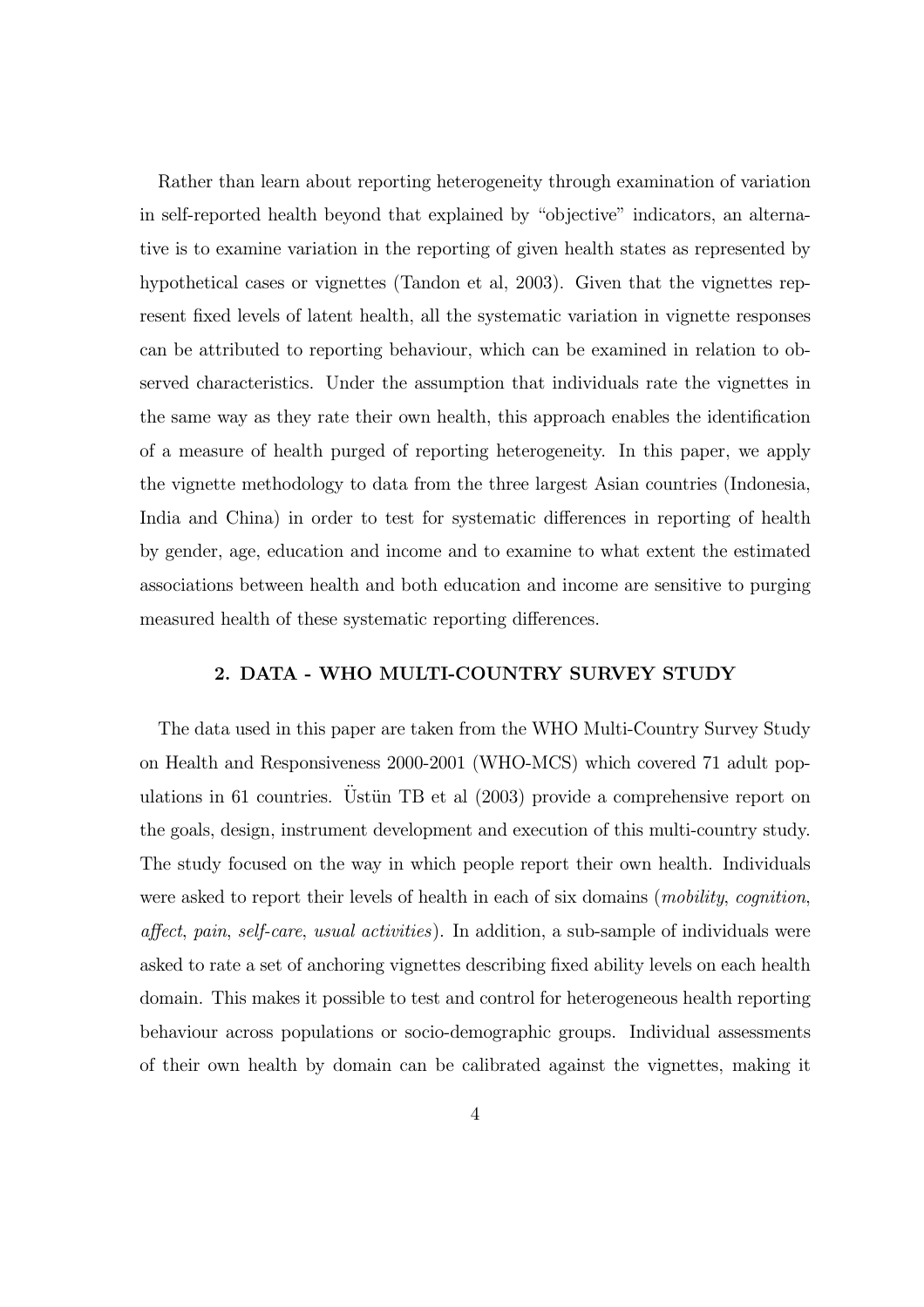Rather than learn about reporting heterogeneity through examination of variation in self-reported health beyond that explained by "objective" indicators, an alternative is to examine variation in the reporting of given health states as represented by hypothetical cases or vignettes (Tandon et al, 2003). Given that the vignettes represent fixed levels of latent health, all the systematic variation in vignette responses can be attributed to reporting behaviour, which can be examined in relation to observed characteristics. Under the assumption that individuals rate the vignettes in the same way as they rate their own health, this approach enables the identification of a measure of health purged of reporting heterogeneity. In this paper, we apply the vignette methodology to data from the three largest Asian countries (Indonesia, India and China) in order to test for systematic differences in reporting of health by gender, age, education and income and to examine to what extent the estimated associations between health and both education and income are sensitive to purging measured health of these systematic reporting differences.

## 2. DATA - WHO MULTI-COUNTRY SURVEY STUDY

The data used in this paper are taken from the WHO Multi-Country Survey Study on Health and Responsiveness 2000-2001 (WHO-MCS) which covered 71 adult populations in 61 countries. Üstün TB et al (2003) provide a comprehensive report on the goals, design, instrument development and execution of this multi-country study. The study focused on the way in which people report their own health. Individuals were asked to report their levels of health in each of six domains (*mobility*, *cognition*, *affect*, *pain*, *self-care*, *usual activities*). In addition, a sub-sample of individuals were asked to rate a set of anchoring vignettes describing fixed ability levels on each health domain. This makes it possible to test and control for heterogeneous health reporting behaviour across populations or socio-demographic groups. Individual assessments of their own health by domain can be calibrated against the vignettes, making it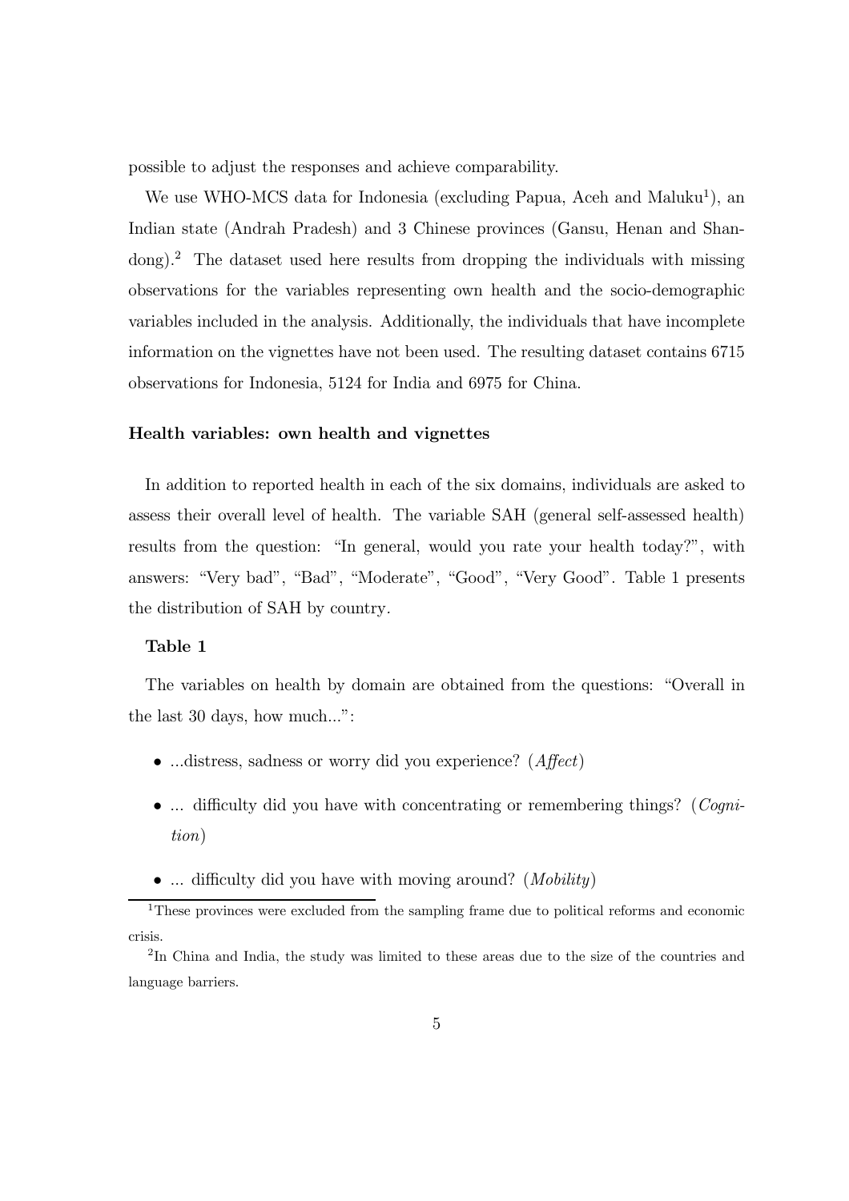possible to adjust the responses and achieve comparability.

We use WHO-MCS data for Indonesia (excluding Papua, Aceh and Maluku[1]), an Indian state (Andrah Pradesh) and 3 Chinese provinces (Gansu, Henan and Shandong).[2] The dataset used here results from dropping the individuals with missing observations for the variables representing own health and the socio-demographic variables included in the analysis. Additionally, the individuals that have incomplete information on the vignettes have not been used. The resulting dataset contains 6715 observations for Indonesia, 5124 for India and 6975 for China.

### Health variables: own health and vignettes

In addition to reported health in each of the six domains, individuals are asked to assess their overall level of health. The variable SAH (general self-assessed health) results from the question: "In general, would you rate your health today?", with answers: "Very bad", "Bad", "Moderate", "Good", "Very Good". Table 1 presents the distribution of SAH by country.

**Table 1**

The variables on health by domain are obtained from the questions: "Overall in the last 30 days, how much...":

- ...distress, sadness or worry did you experience? (*Affect*)
- ... difficulty did you have with concentrating or remembering things? (*Cognition*)
- ... difficulty did you have with moving around? (*Mobility*)

[1] These provinces were excluded from the sampling frame due to political reforms and economic crisis.

[2] In China and India, the study was limited to these areas due to the size of the countries and language barriers.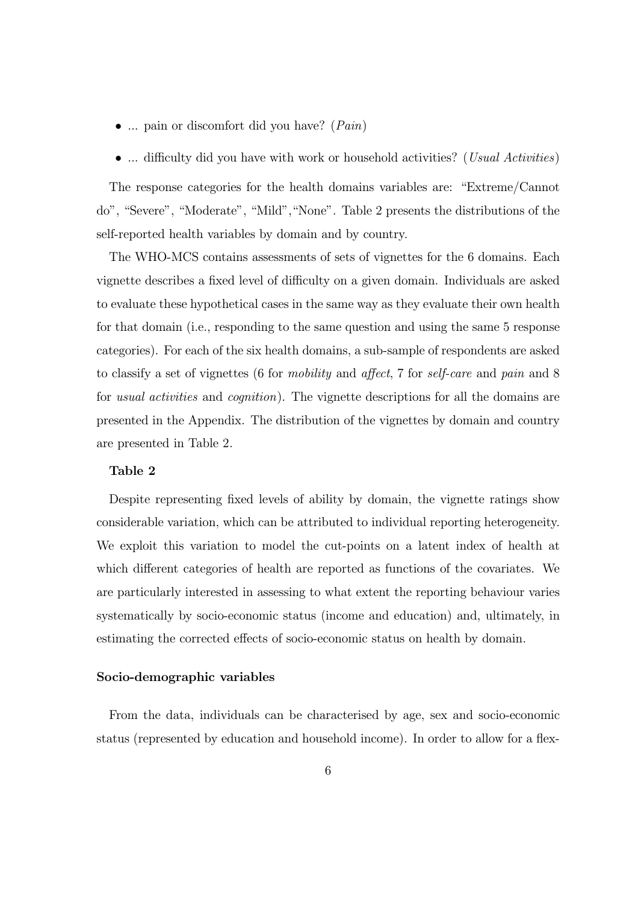- ... pain or discomfort did you have? (*Pain*)
- ... difficulty did you have with work or household activities? (*Usual Activities*)

The response categories for the health domains variables are: "Extreme/Cannot do", "Severe", "Moderate", "Mild","None". Table 2 presents the distributions of the self-reported health variables by domain and by country.

The WHO-MCS contains assessments of sets of vignettes for the 6 domains. Each vignette describes a fixed level of difficulty on a given domain. Individuals are asked to evaluate these hypothetical cases in the same way as they evaluate their own health for that domain (i.e., responding to the same question and using the same 5 response categories). For each of the six health domains, a sub-sample of respondents are asked to classify a set of vignettes (6 for *mobility* and *affect*, 7 for *self-care* and *pain* and 8 for *usual activities* and *cognition*). The vignette descriptions for all the domains are presented in the Appendix. The distribution of the vignettes by domain and country are presented in Table 2.

**Table 2**

Despite representing fixed levels of ability by domain, the vignette ratings show considerable variation, which can be attributed to individual reporting heterogeneity. We exploit this variation to model the cut-points on a latent index of health at which different categories of health are reported as functions of the covariates. We are particularly interested in assessing to what extent the reporting behaviour varies systematically by socio-economic status (income and education) and, ultimately, in estimating the corrected effects of socio-economic status on health by domain.

### Socio-demographic variables

From the data, individuals can be characterised by age, sex and socio-economic status (represented by education and household income). In order to allow for a flex-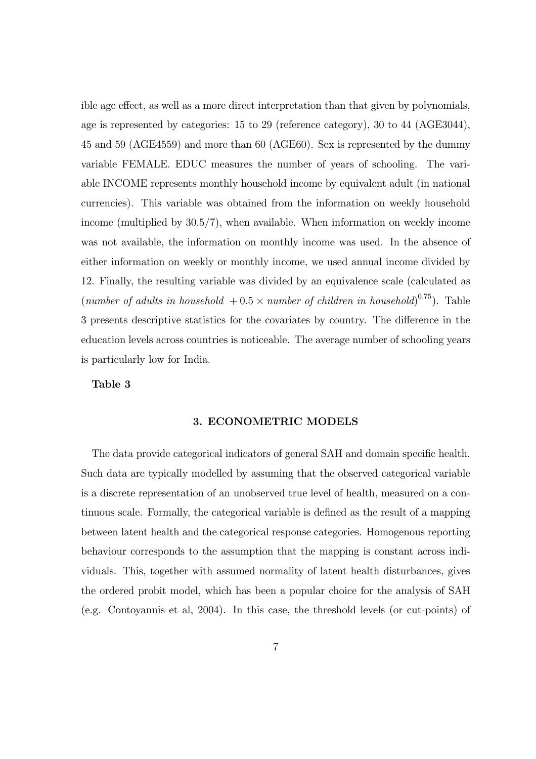ible age effect, as well as a more direct interpretation than that given by polynomials, age is represented by categories: 15 to 29 (reference category), 30 to 44 (AGE3044), 45 and 59 (AGE4559) and more than 60 (AGE60). Sex is represented by the dummy variable FEMALE. EDUC measures the number of years of schooling. The variable INCOME represents monthly household income by equivalent adult (in national currencies). This variable was obtained from the information on weekly household income (multiplied by 30.5/7), when available. When information on weekly income was not available, the information on monthly income was used. In the absence of either information on weekly or monthly income, we used annual income divided by 12. Finally, the resulting variable was divided by an equivalence scale (calculated as $(\textit{number of adults in household } + 0.5 \times \textit{number of children in household})^{0.75}$). Table 3 presents descriptive statistics for the covariates by country. The difference in the education levels across countries is noticeable. The average number of schooling years is particularly low for India.

**Table 3**

### 3. ECONOMETRIC MODELS

The data provide categorical indicators of general SAH and domain specific health. Such data are typically modelled by assuming that the observed categorical variable is a discrete representation of an unobserved true level of health, measured on a continuous scale. Formally, the categorical variable is defined as the result of a mapping between latent health and the categorical response categories. Homogenous reporting behaviour corresponds to the assumption that the mapping is constant across individuals. This, together with assumed normality of latent health disturbances, gives the ordered probit model, which has been a popular choice for the analysis of SAH (e.g. Contoyannis et al, 2004). In this case, the threshold levels (or cut-points) of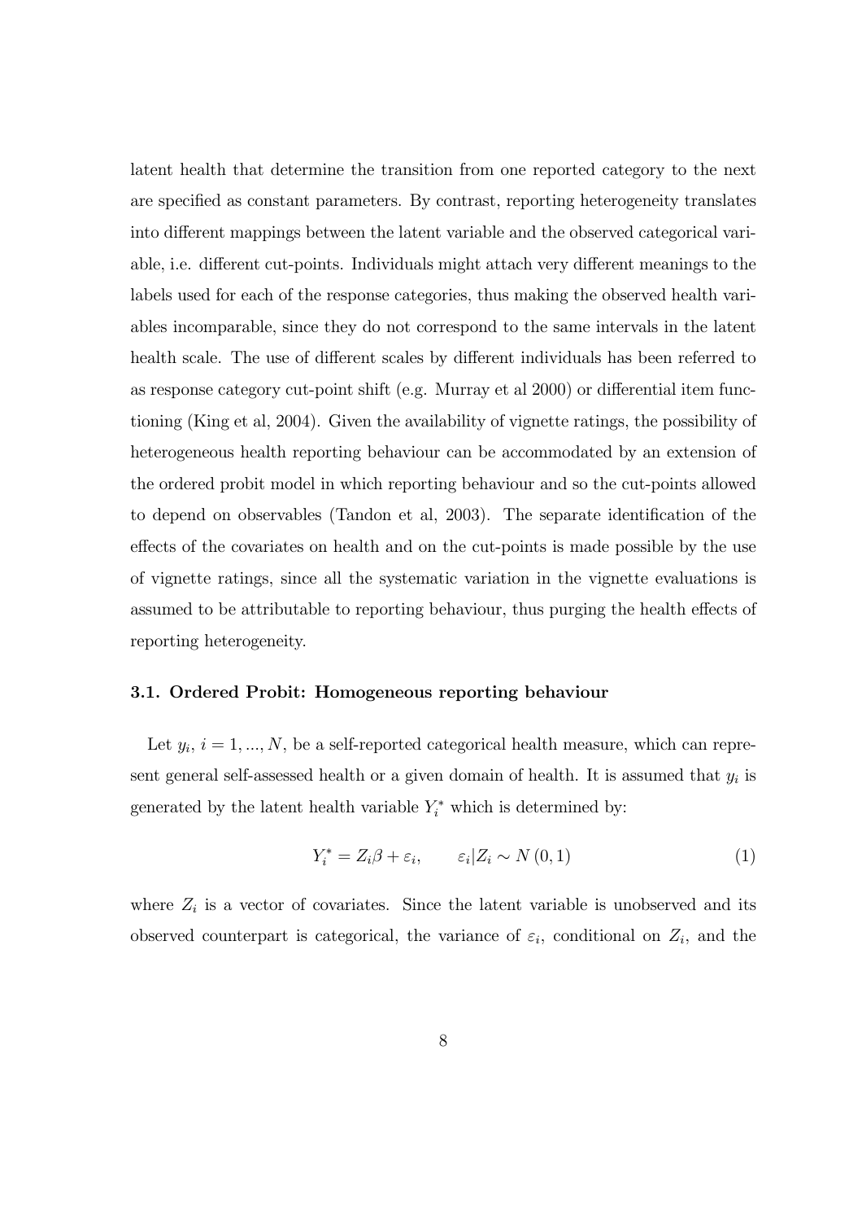latent health that determine the transition from one reported category to the next are specified as constant parameters. By contrast, reporting heterogeneity translates into different mappings between the latent variable and the observed categorical variable, i.e. different cut-points. Individuals might attach very different meanings to the labels used for each of the response categories, thus making the observed health variables incomparable, since they do not correspond to the same intervals in the latent health scale. The use of different scales by different individuals has been referred to as response category cut-point shift (e.g. Murray et al 2000) or differential item functioning (King et al, 2004). Given the availability of vignette ratings, the possibility of heterogeneous health reporting behaviour can be accommodated by an extension of the ordered probit model in which reporting behaviour and so the cut-points allowed to depend on observables (Tandon et al, 2003). The separate identification of the effects of the covariates on health and on the cut-points is made possible by the use of vignette ratings, since all the systematic variation in the vignette evaluations is assumed to be attributable to reporting behaviour, thus purging the health effects of reporting heterogeneity.

### 3.1. Ordered Probit: Homogeneous reporting behaviour

Let $y_i$, $i = 1, ..., N$, be a self-reported categorical health measure, which can represent general self-assessed health or a given domain of health. It is assumed that $y_i$ is generated by the latent health variable $Y_i^*$ which is determined by:

$$Y_i^* = Z_i\beta + \varepsilon_i, \qquad \varepsilon_i|Z_i \sim N(0,1) \tag{1}$$

where $Z_i$ is a vector of covariates. Since the latent variable is unobserved and its observed counterpart is categorical, the variance of $\varepsilon_i$, conditional on $Z_i$, and the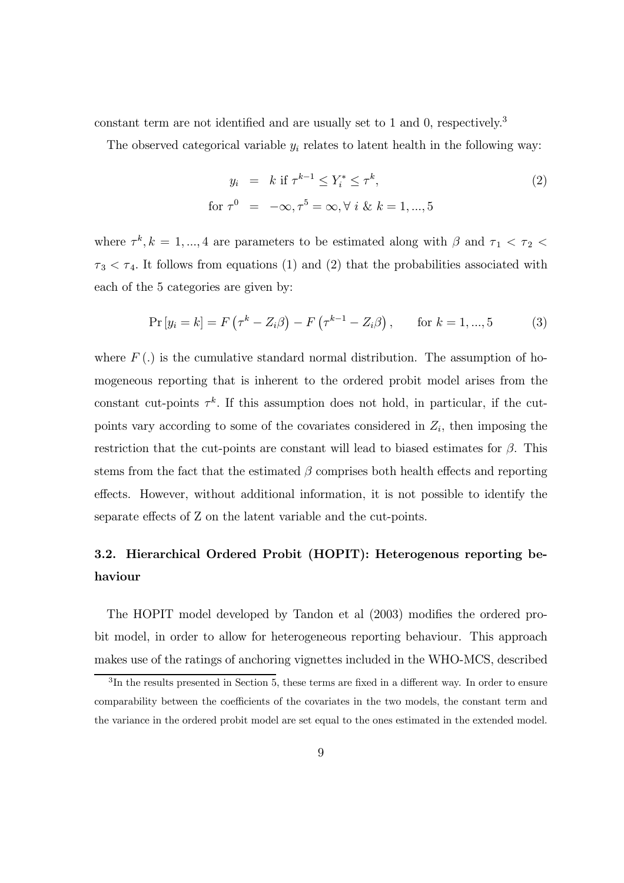constant term are not identified and are usually set to 1 and 0, respectively.[3]

The observed categorical variable $y_i$ relates to latent health in the following way:

$$
\begin{aligned}
y_i &= k \text{ if } \tau^{k-1} \leq Y_i^* \leq \tau^k, \\
\text{for } \tau^0 &= -\infty, \tau^5 = \infty, \forall \ i \ \& \ k = 1, ..., 5
\end{aligned}
\tag{2}
$$

where $\tau^k, k = 1, ..., 4$ are parameters to be estimated along with $\beta$ and $\tau_1 < \tau_2 < \tau_3 < \tau_4$. It follows from equations (1) and (2) that the probabilities associated with each of the 5 categories are given by:

$$
\Pr[y_i = k] = F\left(\tau^k - Z_i\beta\right) - F\left(\tau^{k-1} - Z_i\beta\right), \qquad \text{for } k = 1, ..., 5 \tag{3}
$$

where $F(.)$ is the cumulative standard normal distribution. The assumption of homogeneous reporting that is inherent to the ordered probit model arises from the constant cut-points $\tau^k$. If this assumption does not hold, in particular, if the cut-points vary according to some of the covariates considered in $Z_i$, then imposing the restriction that the cut-points are constant will lead to biased estimates for $\beta$. This stems from the fact that the estimated $\beta$ comprises both health effects and reporting effects. However, without additional information, it is not possible to identify the separate effects of Z on the latent variable and the cut-points.

### 3.2. Hierarchical Ordered Probit (HOPIT): Heterogenous reporting behaviour

The HOPIT model developed by Tandon et al (2003) modifies the ordered probit model, in order to allow for heterogeneous reporting behaviour. This approach makes use of the ratings of anchoring vignettes included in the WHO-MCS, described

[3] In the results presented in Section 5, these terms are fixed in a different way. In order to ensure comparability between the coefficients of the covariates in the two models, the constant term and the variance in the ordered probit model are set equal to the ones estimated in the extended model.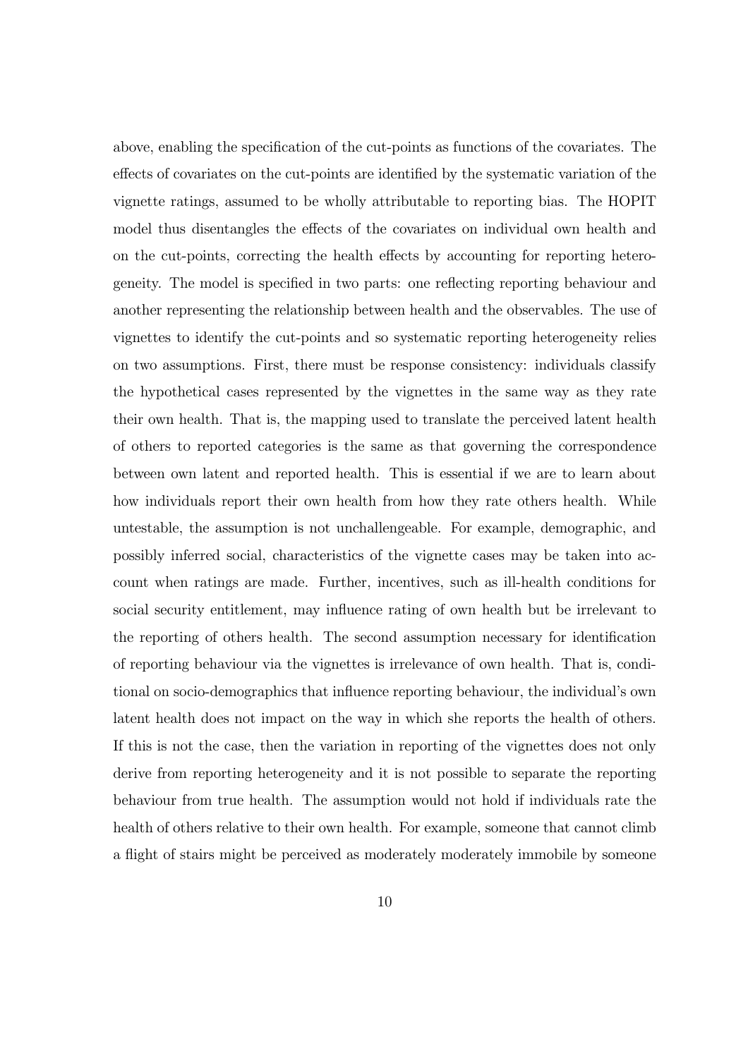above, enabling the specification of the cut-points as functions of the covariates. The effects of covariates on the cut-points are identified by the systematic variation of the vignette ratings, assumed to be wholly attributable to reporting bias. The HOPIT model thus disentangles the effects of the covariates on individual own health and on the cut-points, correcting the health effects by accounting for reporting heterogeneity. The model is specified in two parts: one reflecting reporting behaviour and another representing the relationship between health and the observables. The use of vignettes to identify the cut-points and so systematic reporting heterogeneity relies on two assumptions. First, there must be response consistency: individuals classify the hypothetical cases represented by the vignettes in the same way as they rate their own health. That is, the mapping used to translate the perceived latent health of others to reported categories is the same as that governing the correspondence between own latent and reported health. This is essential if we are to learn about how individuals report their own health from how they rate others health. While untestable, the assumption is not unchallengeable. For example, demographic, and possibly inferred social, characteristics of the vignette cases may be taken into account when ratings are made. Further, incentives, such as ill-health conditions for social security entitlement, may influence rating of own health but be irrelevant to the reporting of others health. The second assumption necessary for identification of reporting behaviour via the vignettes is irrelevance of own health. That is, conditional on socio-demographics that influence reporting behaviour, the individual's own latent health does not impact on the way in which she reports the health of others. If this is not the case, then the variation in reporting of the vignettes does not only derive from reporting heterogeneity and it is not possible to separate the reporting behaviour from true health. The assumption would not hold if individuals rate the health of others relative to their own health. For example, someone that cannot climb a flight of stairs might be perceived as moderately moderately immobile by someone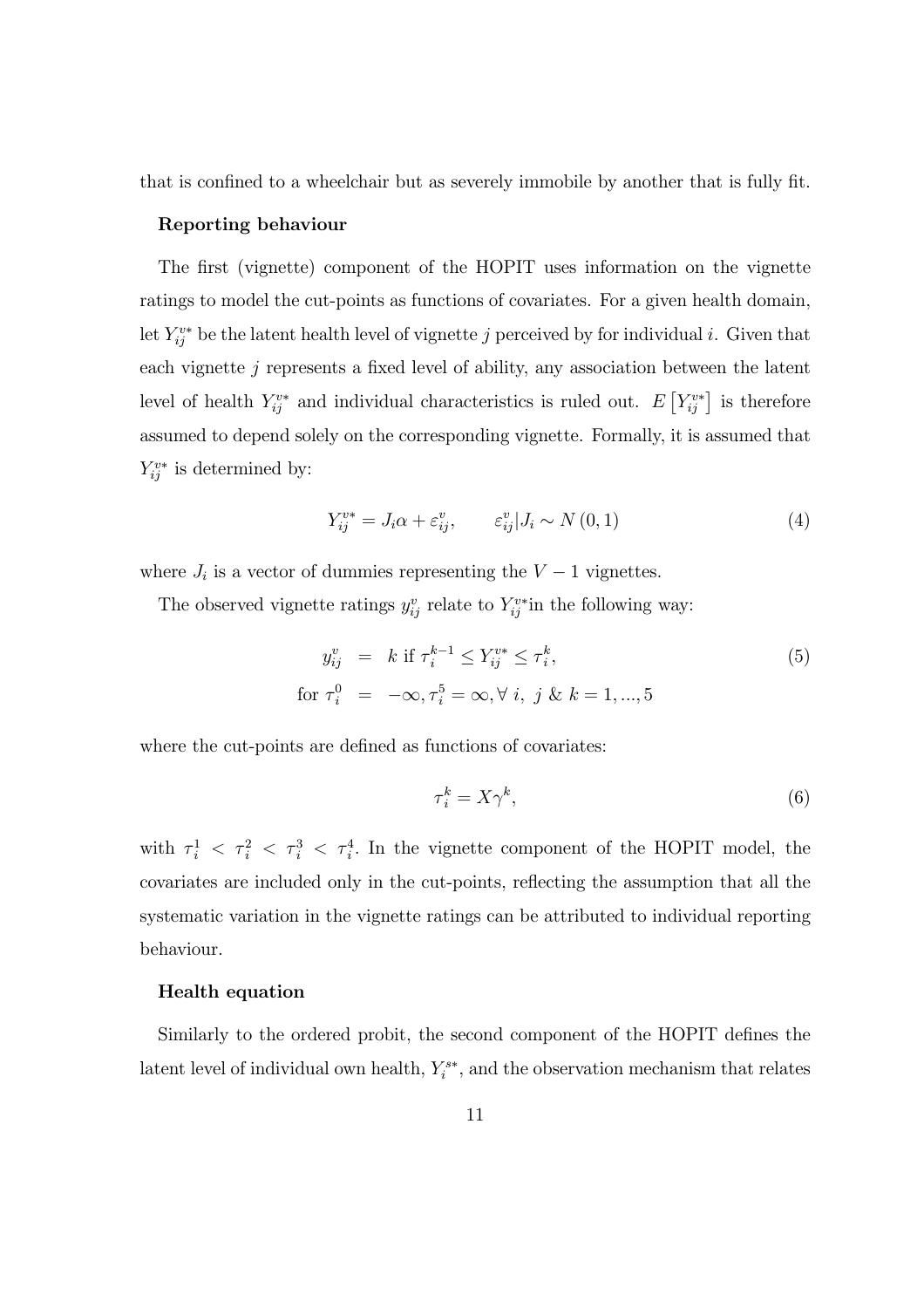that is confined to a wheelchair but as severely immobile by another that is fully fit.

**Reporting behaviour**

The first (vignette) component of the HOPIT uses information on the vignette ratings to model the cut-points as functions of covariates. For a given health domain, let $Y_{ij}^{v*}$ be the latent health level of vignette $j$ perceived by for individual $i$. Given that each vignette $j$ represents a fixed level of ability, any association between the latent level of health $Y_{ij}^{v*}$ and individual characteristics is ruled out. $E\left[Y_{ij}^{v*}\right]$ is therefore assumed to depend solely on the corresponding vignette. Formally, it is assumed that $Y_{ij}^{v*}$ is determined by:

$$Y_{ij}^{v*} = J_i \alpha + \varepsilon_{ij}^{v}, \qquad \varepsilon_{ij}^{v} | J_i \sim N(0,1) \tag{4}$$

where $J_i$ is a vector of dummies representing the $V-1$ vignettes.

The observed vignette ratings $y_{ij}^{v}$ relate to $Y_{ij}^{v*}$in the following way:

$$\begin{aligned} y_{ij}^{v} &= k \text{ if } \tau_i^{k-1} \leq Y_{ij}^{v*} \leq \tau_i^{k}, \\ \text{for } \tau_i^{0} &= -\infty, \tau_i^{5} = \infty, \forall\ i,\ j \ \&\ k = 1, ..., 5 \end{aligned} \tag{5}$$

where the cut-points are defined as functions of covariates:

$$\tau_i^{k} = X\gamma^{k}, \tag{6}$$

with $\tau_i^1 < \tau_i^2 < \tau_i^3 < \tau_i^4$. In the vignette component of the HOPIT model, the covariates are included only in the cut-points, reflecting the assumption that all the systematic variation in the vignette ratings can be attributed to individual reporting behaviour.

**Health equation**

Similarly to the ordered probit, the second component of the HOPIT defines the latent level of individual own health, $Y_i^{s*}$, and the observation mechanism that relates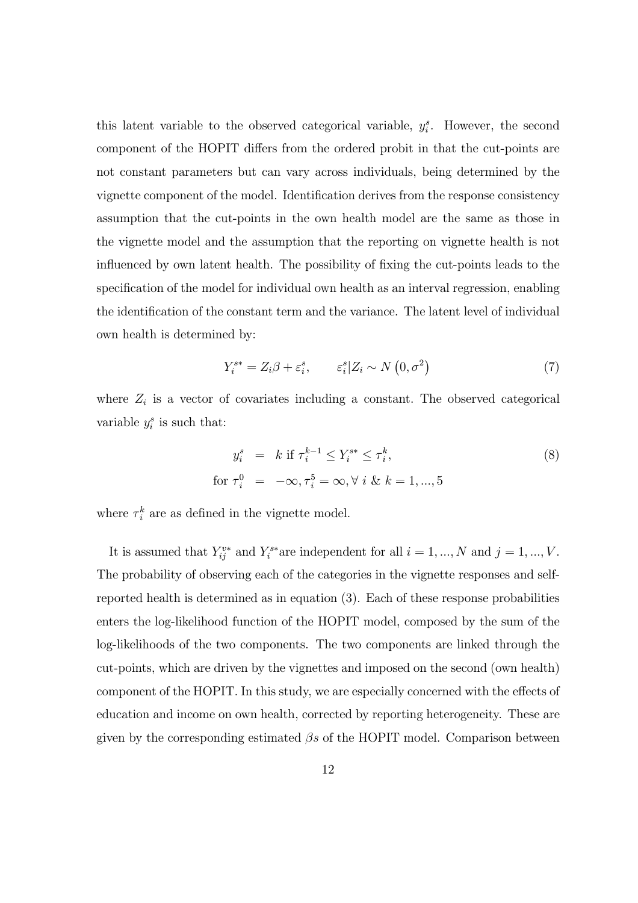this latent variable to the observed categorical variable, $y_i^s$. However, the second component of the HOPIT differs from the ordered probit in that the cut-points are not constant parameters but can vary across individuals, being determined by the vignette component of the model. Identification derives from the response consistency assumption that the cut-points in the own health model are the same as those in the vignette model and the assumption that the reporting on vignette health is not influenced by own latent health. The possibility of fixing the cut-points leads to the specification of the model for individual own health as an interval regression, enabling the identification of the constant term and the variance. The latent level of individual own health is determined by:

$$Y_i^{s*} = Z_i\beta + \varepsilon_i^s, \qquad \varepsilon_i^s | Z_i \sim N\left(0, \sigma^2\right) \tag{7}$$

where $Z_i$ is a vector of covariates including a constant. The observed categorical variable $y_i^s$ is such that:

$$\begin{aligned} y_i^s &= k \text{ if } \tau_i^{k-1} \leq Y_i^{s*} \leq \tau_i^k, \\ \text{for } \tau_i^0 &= -\infty, \tau_i^5 = \infty, \forall\ i \ \&\ k = 1, ..., 5 \end{aligned} \tag{8}$$

where $\tau_i^k$ are as defined in the vignette model.

It is assumed that $Y_{ij}^{v*}$ and $Y_i^{s*}$are independent for all $i = 1, ..., N$ and $j = 1, ..., V$. The probability of observing each of the categories in the vignette responses and self-reported health is determined as in equation (3). Each of these response probabilities enters the log-likelihood function of the HOPIT model, composed by the sum of the log-likelihoods of the two components. The two components are linked through the cut-points, which are driven by the vignettes and imposed on the second (own health) component of the HOPIT. In this study, we are especially concerned with the effects of education and income on own health, corrected by reporting heterogeneity. These are given by the corresponding estimated $\beta s$ of the HOPIT model. Comparison between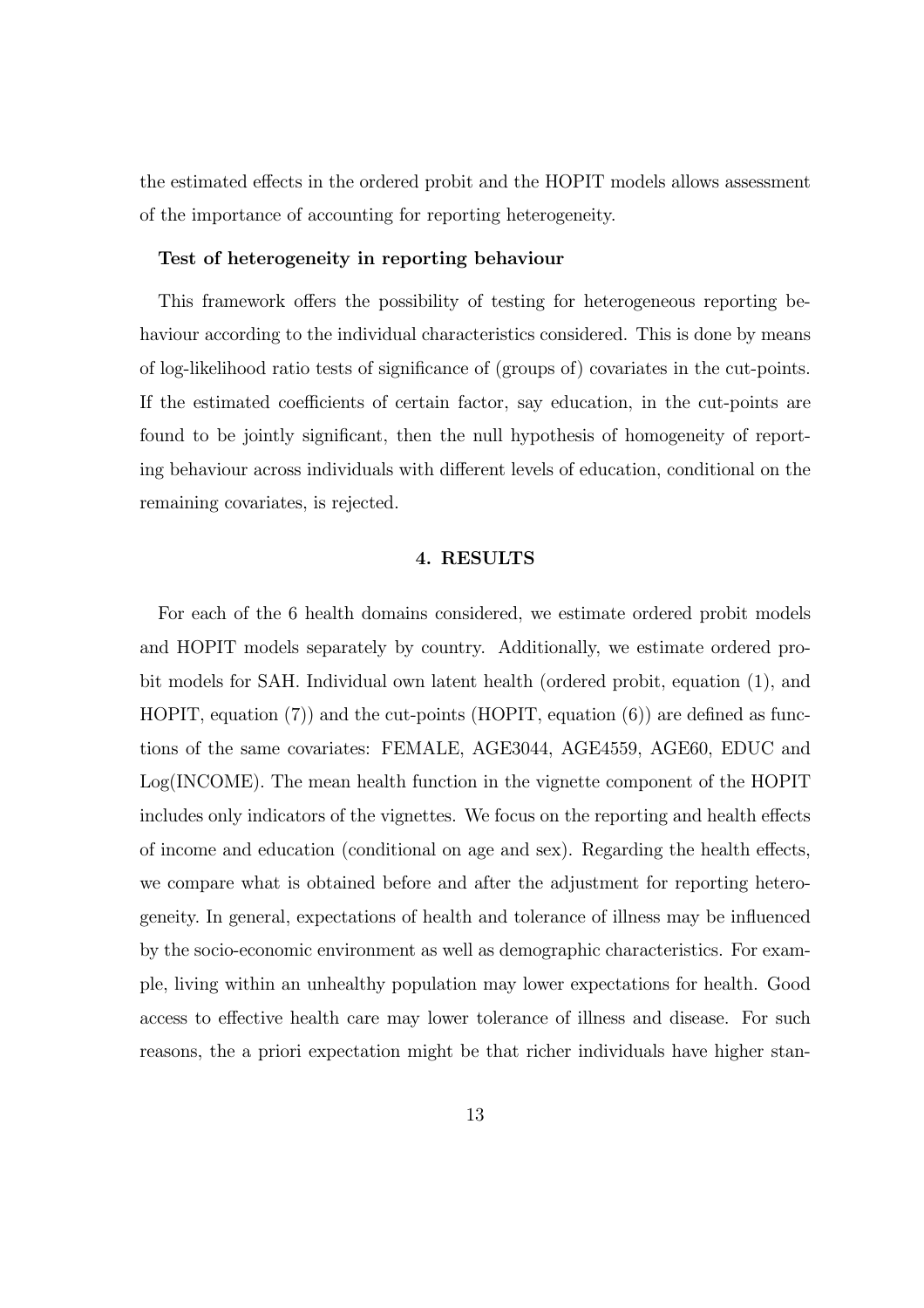the estimated effects in the ordered probit and the HOPIT models allows assessment of the importance of accounting for reporting heterogeneity.

**Test of heterogeneity in reporting behaviour**

This framework offers the possibility of testing for heterogeneous reporting behaviour according to the individual characteristics considered. This is done by means of log-likelihood ratio tests of significance of (groups of) covariates in the cut-points. If the estimated coefficients of certain factor, say education, in the cut-points are found to be jointly significant, then the null hypothesis of homogeneity of reporting behaviour across individuals with different levels of education, conditional on the remaining covariates, is rejected.

## 4. RESULTS

For each of the 6 health domains considered, we estimate ordered probit models and HOPIT models separately by country. Additionally, we estimate ordered probit models for SAH. Individual own latent health (ordered probit, equation (1), and HOPIT, equation (7)) and the cut-points (HOPIT, equation (6)) are defined as functions of the same covariates: FEMALE, AGE3044, AGE4559, AGE60, EDUC and Log(INCOME). The mean health function in the vignette component of the HOPIT includes only indicators of the vignettes. We focus on the reporting and health effects of income and education (conditional on age and sex). Regarding the health effects, we compare what is obtained before and after the adjustment for reporting heterogeneity. In general, expectations of health and tolerance of illness may be influenced by the socio-economic environment as well as demographic characteristics. For example, living within an unhealthy population may lower expectations for health. Good access to effective health care may lower tolerance of illness and disease. For such reasons, the a priori expectation might be that richer individuals have higher stan-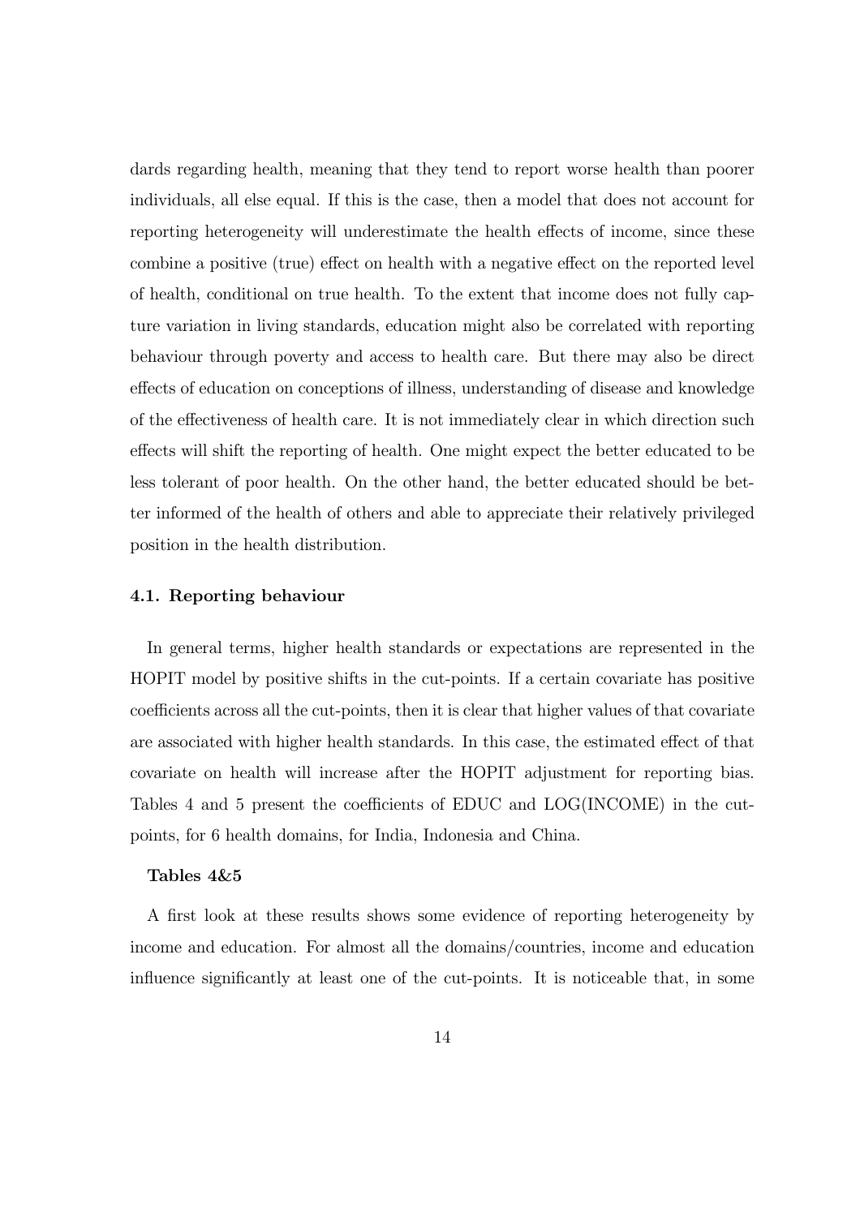dards regarding health, meaning that they tend to report worse health than poorer individuals, all else equal. If this is the case, then a model that does not account for reporting heterogeneity will underestimate the health effects of income, since these combine a positive (true) effect on health with a negative effect on the reported level of health, conditional on true health. To the extent that income does not fully capture variation in living standards, education might also be correlated with reporting behaviour through poverty and access to health care. But there may also be direct effects of education on conceptions of illness, understanding of disease and knowledge of the effectiveness of health care. It is not immediately clear in which direction such effects will shift the reporting of health. One might expect the better educated to be less tolerant of poor health. On the other hand, the better educated should be better informed of the health of others and able to appreciate their relatively privileged position in the health distribution.

### 4.1. Reporting behaviour

In general terms, higher health standards or expectations are represented in the HOPIT model by positive shifts in the cut-points. If a certain covariate has positive coefficients across all the cut-points, then it is clear that higher values of that covariate are associated with higher health standards. In this case, the estimated effect of that covariate on health will increase after the HOPIT adjustment for reporting bias. Tables 4 and 5 present the coefficients of EDUC and LOG(INCOME) in the cut-points, for 6 health domains, for India, Indonesia and China.

**Tables 4&5**

A first look at these results shows some evidence of reporting heterogeneity by income and education. For almost all the domains/countries, income and education influence significantly at least one of the cut-points. It is noticeable that, in some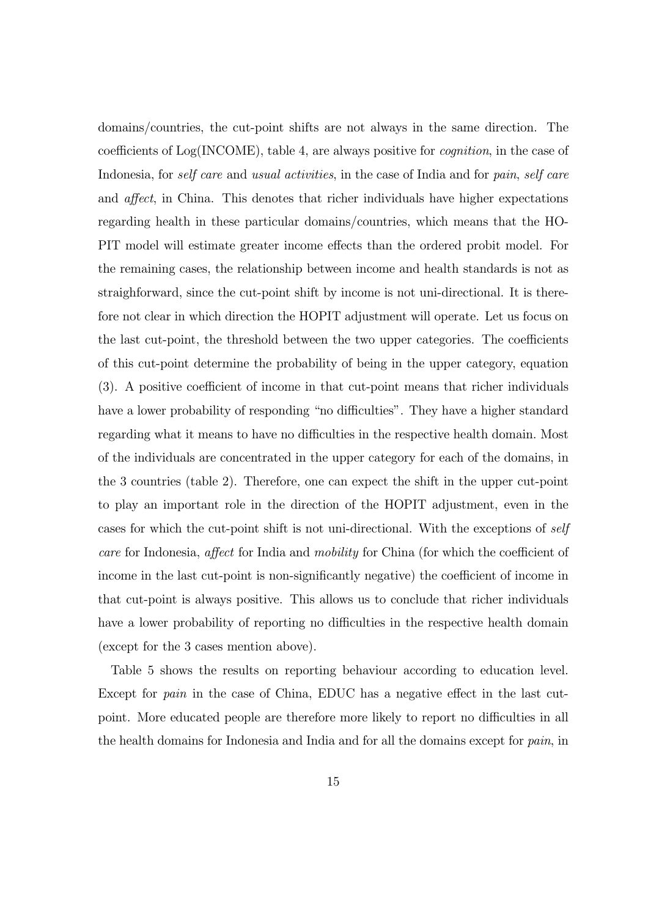domains/countries, the cut-point shifts are not always in the same direction. The coefficients of Log(INCOME), table 4, are always positive for *cognition*, in the case of Indonesia, for *self care* and *usual activities*, in the case of India and for *pain*, *self care* and *affect*, in China. This denotes that richer individuals have higher expectations regarding health in these particular domains/countries, which means that the HOPIT model will estimate greater income effects than the ordered probit model. For the remaining cases, the relationship between income and health standards is not as straighforward, since the cut-point shift by income is not uni-directional. It is therefore not clear in which direction the HOPIT adjustment will operate. Let us focus on the last cut-point, the threshold between the two upper categories. The coefficients of this cut-point determine the probability of being in the upper category, equation (3). A positive coefficient of income in that cut-point means that richer individuals have a lower probability of responding "no difficulties". They have a higher standard regarding what it means to have no difficulties in the respective health domain. Most of the individuals are concentrated in the upper category for each of the domains, in the 3 countries (table 2). Therefore, one can expect the shift in the upper cut-point to play an important role in the direction of the HOPIT adjustment, even in the cases for which the cut-point shift is not uni-directional. With the exceptions of *self care* for Indonesia, *affect* for India and *mobility* for China (for which the coefficient of income in the last cut-point is non-significantly negative) the coefficient of income in that cut-point is always positive. This allows us to conclude that richer individuals have a lower probability of reporting no difficulties in the respective health domain (except for the 3 cases mention above).

Table 5 shows the results on reporting behaviour according to education level. Except for *pain* in the case of China, EDUC has a negative effect in the last cut-point. More educated people are therefore more likely to report no difficulties in all the health domains for Indonesia and India and for all the domains except for *pain*, in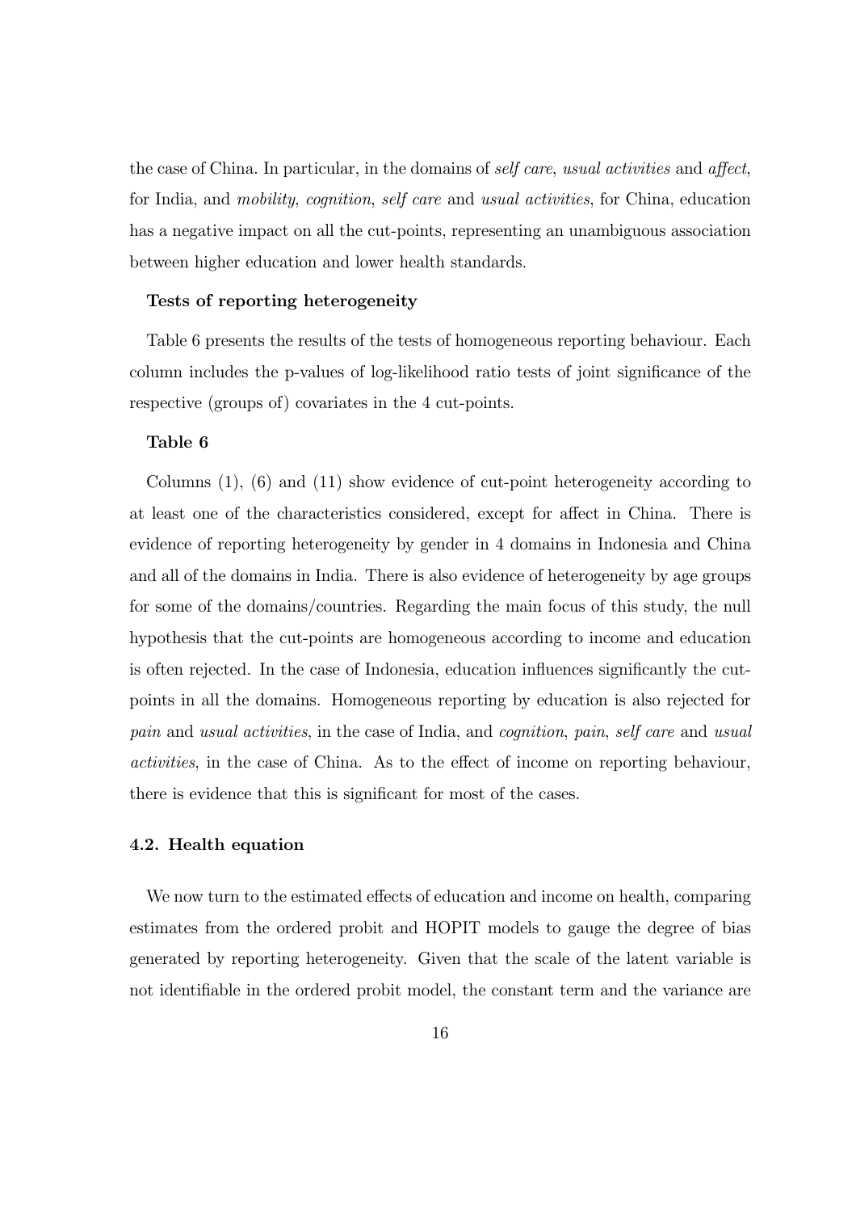the case of China. In particular, in the domains of *self care*, *usual activities* and *affect*, for India, and *mobility*, *cognition*, *self care* and *usual activities*, for China, education has a negative impact on all the cut-points, representing an unambiguous association between higher education and lower health standards.

**Tests of reporting heterogeneity**

Table 6 presents the results of the tests of homogeneous reporting behaviour. Each column includes the p-values of log-likelihood ratio tests of joint significance of the respective (groups of) covariates in the 4 cut-points.

**Table 6**

Columns (1), (6) and (11) show evidence of cut-point heterogeneity according to at least one of the characteristics considered, except for affect in China. There is evidence of reporting heterogeneity by gender in 4 domains in Indonesia and China and all of the domains in India. There is also evidence of heterogeneity by age groups for some of the domains/countries. Regarding the main focus of this study, the null hypothesis that the cut-points are homogeneous according to income and education is often rejected. In the case of Indonesia, education influences significantly the cut-points in all the domains. Homogeneous reporting by education is also rejected for *pain* and *usual activities*, in the case of India, and *cognition*, *pain*, *self care* and *usual activities*, in the case of China. As to the effect of income on reporting behaviour, there is evidence that this is significant for most of the cases.

### 4.2. Health equation

We now turn to the estimated effects of education and income on health, comparing estimates from the ordered probit and HOPIT models to gauge the degree of bias generated by reporting heterogeneity. Given that the scale of the latent variable is not identifiable in the ordered probit model, the constant term and the variance are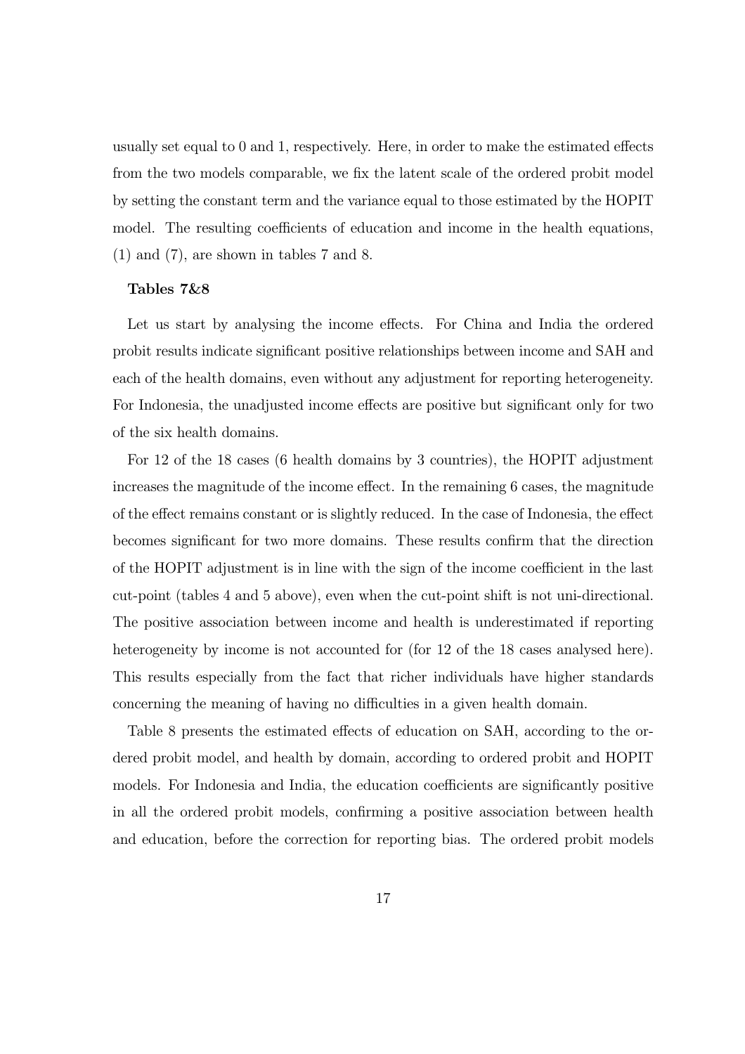usually set equal to 0 and 1, respectively. Here, in order to make the estimated effects from the two models comparable, we fix the latent scale of the ordered probit model by setting the constant term and the variance equal to those estimated by the HOPIT model. The resulting coefficients of education and income in the health equations, (1) and (7), are shown in tables 7 and 8.

**Tables 7&8**

Let us start by analysing the income effects. For China and India the ordered probit results indicate significant positive relationships between income and SAH and each of the health domains, even without any adjustment for reporting heterogeneity. For Indonesia, the unadjusted income effects are positive but significant only for two of the six health domains.

For 12 of the 18 cases (6 health domains by 3 countries), the HOPIT adjustment increases the magnitude of the income effect. In the remaining 6 cases, the magnitude of the effect remains constant or is slightly reduced. In the case of Indonesia, the effect becomes significant for two more domains. These results confirm that the direction of the HOPIT adjustment is in line with the sign of the income coefficient in the last cut-point (tables 4 and 5 above), even when the cut-point shift is not uni-directional. The positive association between income and health is underestimated if reporting heterogeneity by income is not accounted for (for 12 of the 18 cases analysed here). This results especially from the fact that richer individuals have higher standards concerning the meaning of having no difficulties in a given health domain.

Table 8 presents the estimated effects of education on SAH, according to the ordered probit model, and health by domain, according to ordered probit and HOPIT models. For Indonesia and India, the education coefficients are significantly positive in all the ordered probit models, confirming a positive association between health and education, before the correction for reporting bias. The ordered probit models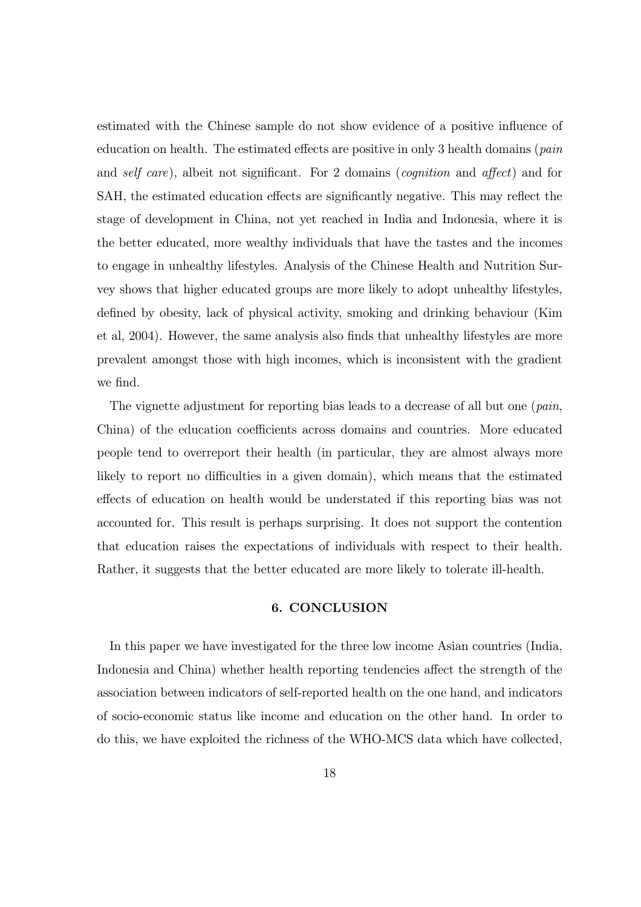estimated with the Chinese sample do not show evidence of a positive influence of education on health. The estimated effects are positive in only 3 health domains (*pain* and *self care*), albeit not significant. For 2 domains (*cognition* and *affect*) and for SAH, the estimated education effects are significantly negative. This may reflect the stage of development in China, not yet reached in India and Indonesia, where it is the better educated, more wealthy individuals that have the tastes and the incomes to engage in unhealthy lifestyles. Analysis of the Chinese Health and Nutrition Survey shows that higher educated groups are more likely to adopt unhealthy lifestyles, defined by obesity, lack of physical activity, smoking and drinking behaviour (Kim et al, 2004). However, the same analysis also finds that unhealthy lifestyles are more prevalent amongst those with high incomes, which is inconsistent with the gradient we find.

The vignette adjustment for reporting bias leads to a decrease of all but one (*pain*, China) of the education coefficients across domains and countries. More educated people tend to overreport their health (in particular, they are almost always more likely to report no difficulties in a given domain), which means that the estimated effects of education on health would be understated if this reporting bias was not accounted for. This result is perhaps surprising. It does not support the contention that education raises the expectations of individuals with respect to their health. Rather, it suggests that the better educated are more likely to tolerate ill-health.

## 6. CONCLUSION

In this paper we have investigated for the three low income Asian countries (India, Indonesia and China) whether health reporting tendencies affect the strength of the association between indicators of self-reported health on the one hand, and indicators of socio-economic status like income and education on the other hand. In order to do this, we have exploited the richness of the WHO-MCS data which have collected,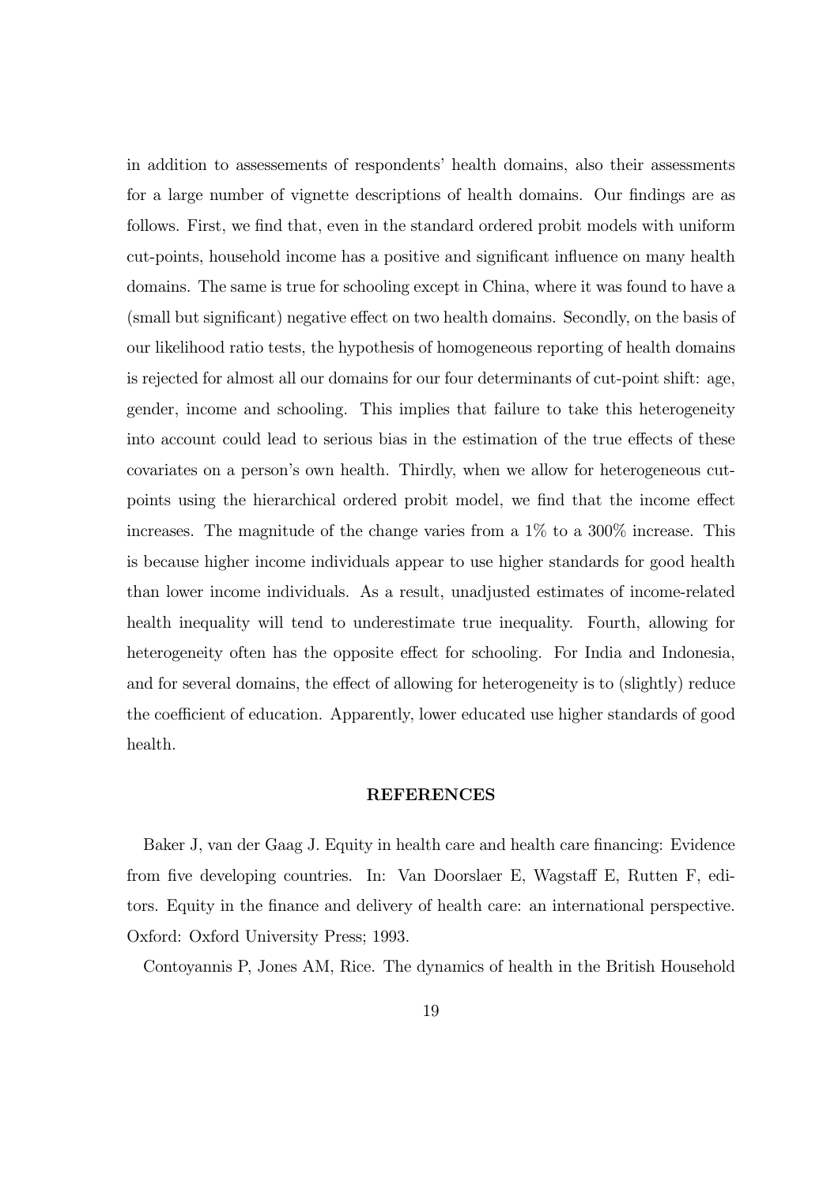in addition to assesements of respondents' health domains, also their assessments for a large number of vignette descriptions of health domains. Our findings are as follows. First, we find that, even in the standard ordered probit models with uniform cut-points, household income has a positive and significant influence on many health domains. The same is true for schooling except in China, where it was found to have a (small but significant) negative effect on two health domains. Secondly, on the basis of our likelihood ratio tests, the hypothesis of homogeneous reporting of health domains is rejected for almost all our domains for our four determinants of cut-point shift: age, gender, income and schooling. This implies that failure to take this heterogeneity into account could lead to serious bias in the estimation of the true effects of these covariates on a person's own health. Thirdly, when we allow for heterogeneous cut-points using the hierarchical ordered probit model, we find that the income effect increases. The magnitude of the change varies from a 1% to a 300% increase. This is because higher income individuals appear to use higher standards for good health than lower income individuals. As a result, unadjusted estimates of income-related health inequality will tend to underestimate true inequality. Fourth, allowing for heterogeneity often has the opposite effect for schooling. For India and Indonesia, and for several domains, the effect of allowing for heterogeneity is to (slightly) reduce the coefficient of education. Apparently, lower educated use higher standards of good health.

## REFERENCES

Baker J, van der Gaag J. Equity in health care and health care financing: Evidence from five developing countries. In: Van Doorslaer E, Wagstaff E, Rutten F, editors. Equity in the finance and delivery of health care: an international perspective. Oxford: Oxford University Press; 1993.

Contoyannis P, Jones AM, Rice. The dynamics of health in the British Household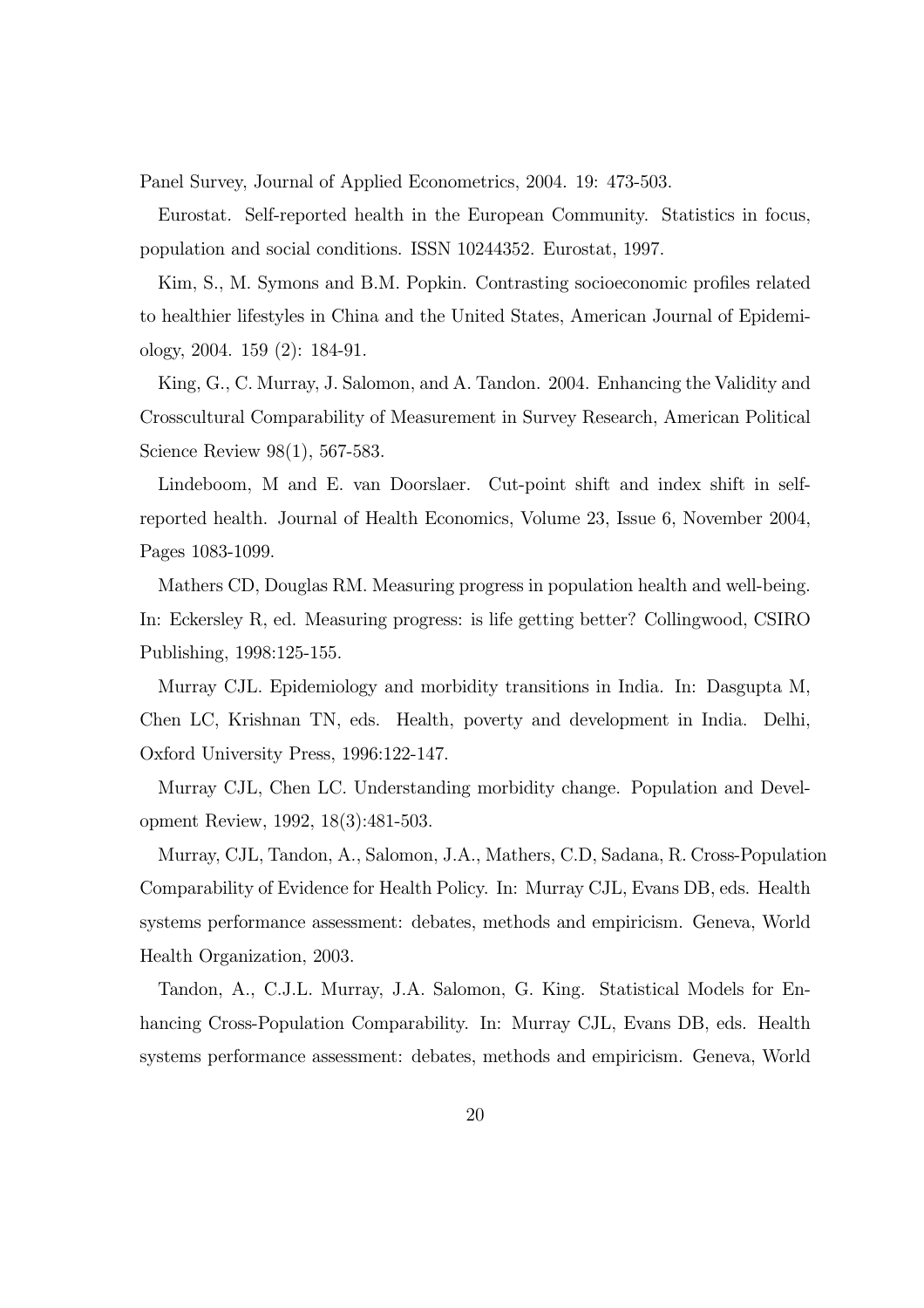Panel Survey, Journal of Applied Econometrics, 2004. 19: 473-503.

Eurostat. Self-reported health in the European Community. Statistics in focus, population and social conditions. ISSN 10244352. Eurostat, 1997.

Kim, S., M. Symons and B.M. Popkin. Contrasting socioeconomic profiles related to healthier lifestyles in China and the United States, American Journal of Epidemiology, 2004. 159 (2): 184-91.

King, G., C. Murray, J. Salomon, and A. Tandon. 2004. Enhancing the Validity and Crosscultural Comparability of Measurement in Survey Research, American Political Science Review 98(1), 567-583.

Lindeboom, M and E. van Doorslaer. Cut-point shift and index shift in self-reported health. Journal of Health Economics, Volume 23, Issue 6, November 2004, Pages 1083-1099.

Mathers CD, Douglas RM. Measuring progress in population health and well-being. In: Eckersley R, ed. Measuring progress: is life getting better? Collingwood, CSIRO Publishing, 1998:125-155.

Murray CJL. Epidemiology and morbidity transitions in India. In: Dasgupta M, Chen LC, Krishnan TN, eds. Health, poverty and development in India. Delhi, Oxford University Press, 1996:122-147.

Murray CJL, Chen LC. Understanding morbidity change. Population and Development Review, 1992, 18(3):481-503.

Murray, CJL, Tandon, A., Salomon, J.A., Mathers, C.D, Sadana, R. Cross-Population Comparability of Evidence for Health Policy. In: Murray CJL, Evans DB, eds. Health systems performance assessment: debates, methods and empiricism. Geneva, World Health Organization, 2003.

Tandon, A., C.J.L. Murray, J.A. Salomon, G. King. Statistical Models for Enhancing Cross-Population Comparability. In: Murray CJL, Evans DB, eds. Health systems performance assessment: debates, methods and empiricism. Geneva, World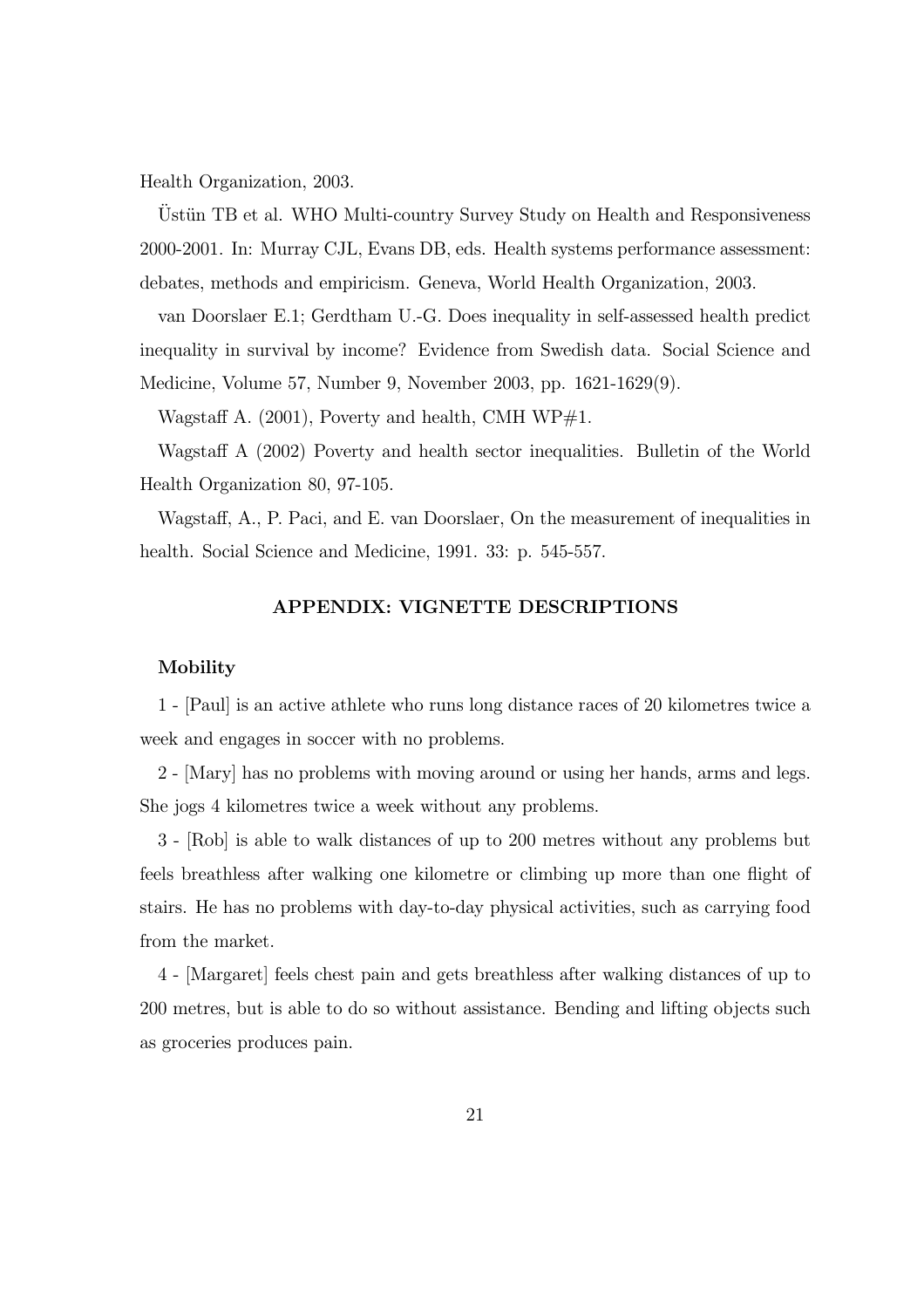Health Organization, 2003.

Üstün TB et al. WHO Multi-country Survey Study on Health and Responsiveness 2000-2001. In: Murray CJL, Evans DB, eds. Health systems performance assessment: debates, methods and empiricism. Geneva, World Health Organization, 2003.

van Doorslaer E.1; Gerdtham U.-G. Does inequality in self-assessed health predict inequality in survival by income? Evidence from Swedish data. Social Science and Medicine, Volume 57, Number 9, November 2003, pp. 1621-1629(9).

Wagstaff A. (2001), Poverty and health, CMH WP#1.

Wagstaff A (2002) Poverty and health sector inequalities. Bulletin of the World Health Organization 80, 97-105.

Wagstaff, A., P. Paci, and E. van Doorslaer, On the measurement of inequalities in health. Social Science and Medicine, 1991. 33: p. 545-557.

## APPENDIX: VIGNETTE DESCRIPTIONS

### Mobility

1 - [Paul] is an active athlete who runs long distance races of 20 kilometres twice a week and engages in soccer with no problems.

2 - [Mary] has no problems with moving around or using her hands, arms and legs. She jogs 4 kilometres twice a week without any problems.

3 - [Rob] is able to walk distances of up to 200 metres without any problems but feels breathless after walking one kilometre or climbing up more than one flight of stairs. He has no problems with day-to-day physical activities, such as carrying food from the market.

4 - [Margaret] feels chest pain and gets breathless after walking distances of up to 200 metres, but is able to do so without assistance. Bending and lifting objects such as groceries produces pain.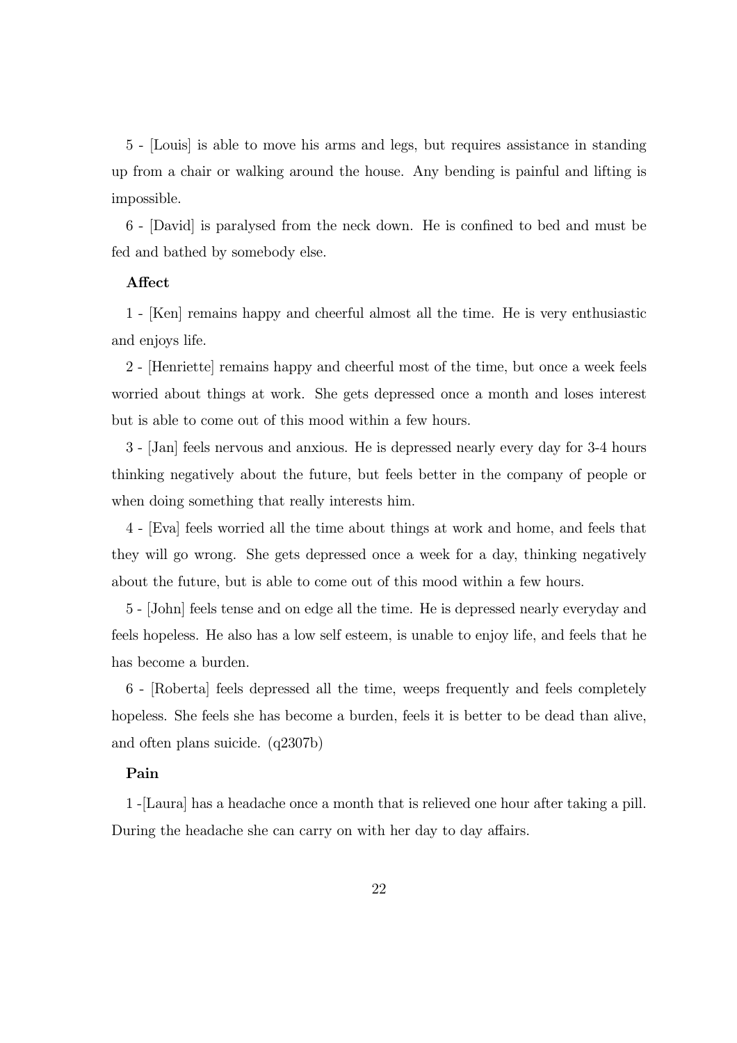5 - [Louis] is able to move his arms and legs, but requires assistance in standing up from a chair or walking around the house. Any bending is painful and lifting is impossible.

6 - [David] is paralysed from the neck down. He is confined to bed and must be fed and bathed by somebody else.

**Affect**

1 - [Ken] remains happy and cheerful almost all the time. He is very enthusiastic and enjoys life.

2 - [Henriette] remains happy and cheerful most of the time, but once a week feels worried about things at work. She gets depressed once a month and loses interest but is able to come out of this mood within a few hours.

3 - [Jan] feels nervous and anxious. He is depressed nearly every day for 3-4 hours thinking negatively about the future, but feels better in the company of people or when doing something that really interests him.

4 - [Eva] feels worried all the time about things at work and home, and feels that they will go wrong. She gets depressed once a week for a day, thinking negatively about the future, but is able to come out of this mood within a few hours.

5 - [John] feels tense and on edge all the time. He is depressed nearly everyday and feels hopeless. He also has a low self esteem, is unable to enjoy life, and feels that he has become a burden.

6 - [Roberta] feels depressed all the time, weeps frequently and feels completely hopeless. She feels she has become a burden, feels it is better to be dead than alive, and often plans suicide. (q2307b)

**Pain**

1 -[Laura] has a headache once a month that is relieved one hour after taking a pill. During the headache she can carry on with her day to day affairs.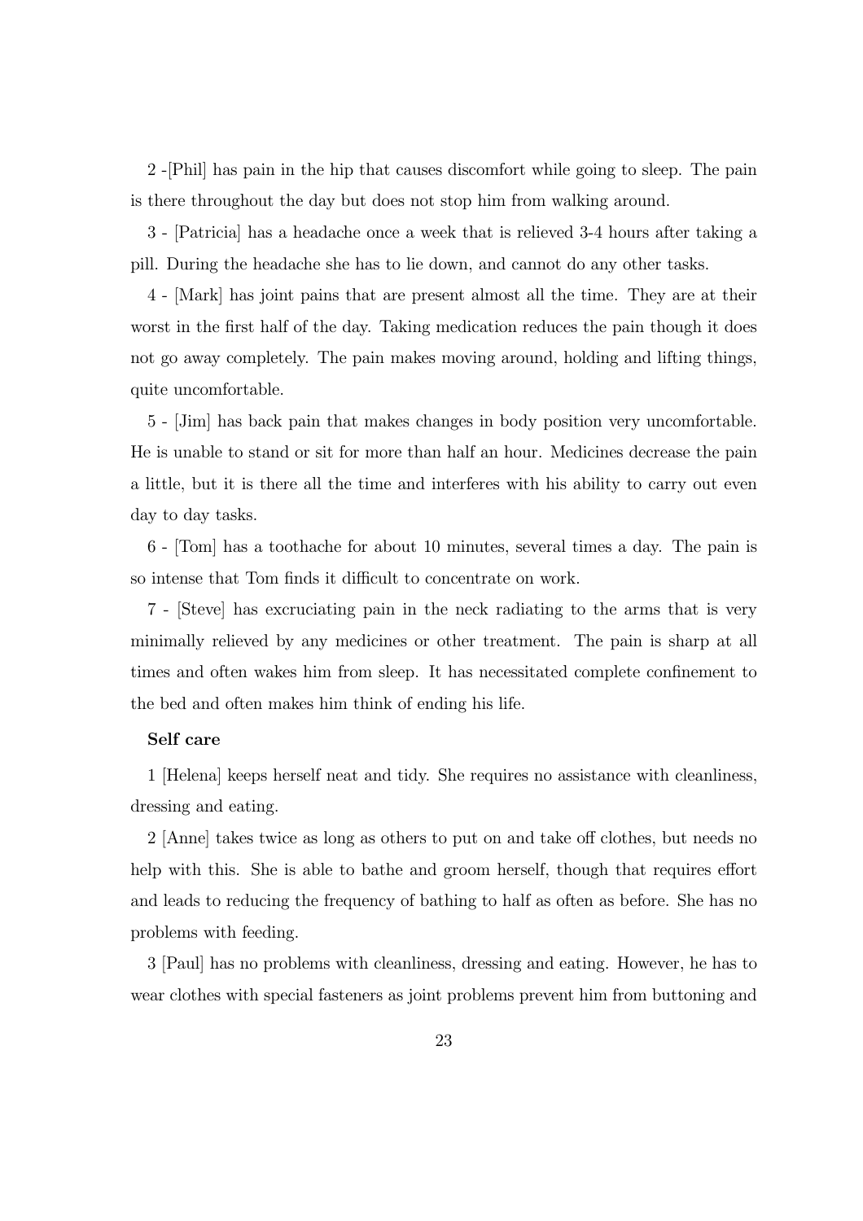2 -[Phil] has pain in the hip that causes discomfort while going to sleep. The pain is there throughout the day but does not stop him from walking around.

3 - [Patricia] has a headache once a week that is relieved 3-4 hours after taking a pill. During the headache she has to lie down, and cannot do any other tasks.

4 - [Mark] has joint pains that are present almost all the time. They are at their worst in the first half of the day. Taking medication reduces the pain though it does not go away completely. The pain makes moving around, holding and lifting things, quite uncomfortable.

5 - [Jim] has back pain that makes changes in body position very uncomfortable. He is unable to stand or sit for more than half an hour. Medicines decrease the pain a little, but it is there all the time and interferes with his ability to carry out even day to day tasks.

6 - [Tom] has a toothache for about 10 minutes, several times a day. The pain is so intense that Tom finds it difficult to concentrate on work.

7 - [Steve] has excruciating pain in the neck radiating to the arms that is very minimally relieved by any medicines or other treatment. The pain is sharp at all times and often wakes him from sleep. It has necessitated complete confinement to the bed and often makes him think of ending his life.

**Self care**

1 [Helena] keeps herself neat and tidy. She requires no assistance with cleanliness, dressing and eating.

2 [Anne] takes twice as long as others to put on and take off clothes, but needs no help with this. She is able to bathe and groom herself, though that requires effort and leads to reducing the frequency of bathing to half as often as before. She has no problems with feeding.

3 [Paul] has no problems with cleanliness, dressing and eating. However, he has to wear clothes with special fasteners as joint problems prevent him from buttoning and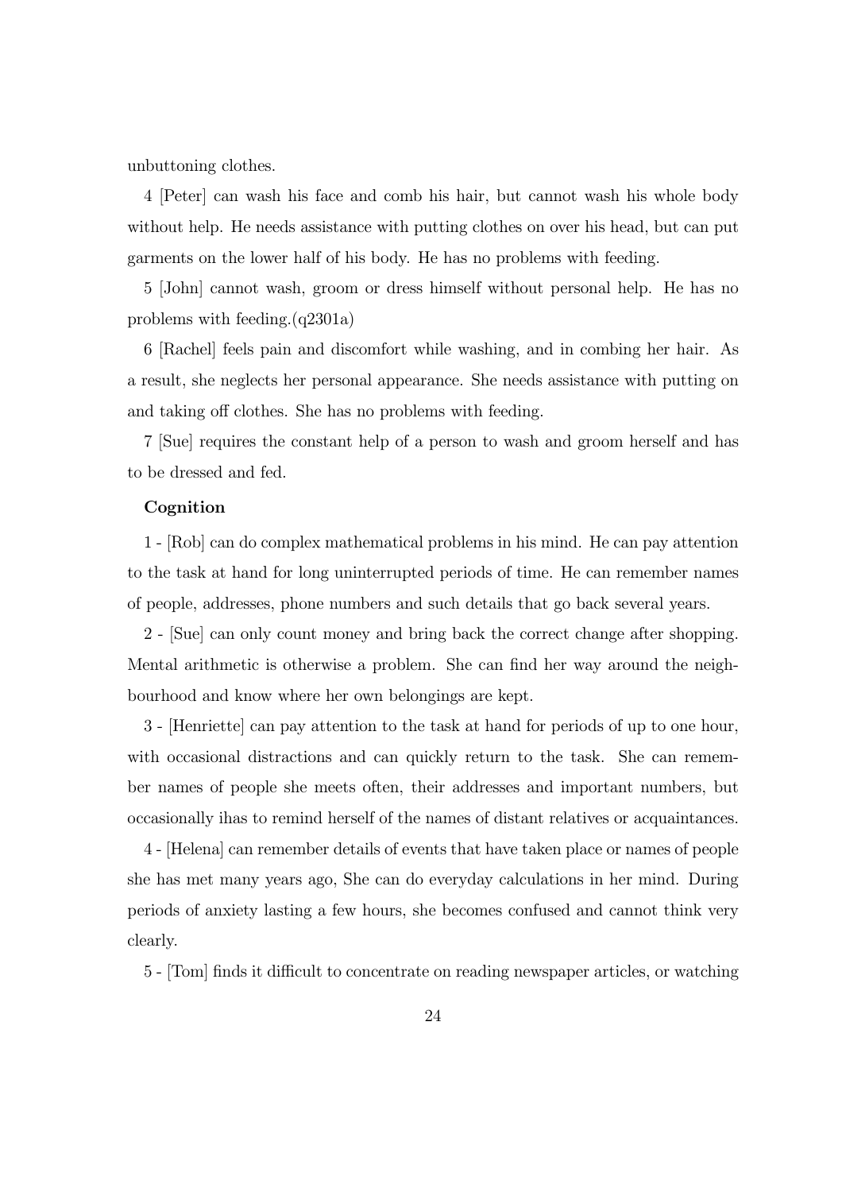unbuttoning clothes.

4 [Peter] can wash his face and comb his hair, but cannot wash his whole body without help. He needs assistance with putting clothes on over his head, but can put garments on the lower half of his body. He has no problems with feeding.

5 [John] cannot wash, groom or dress himself without personal help. He has no problems with feeding.(q2301a)

6 [Rachel] feels pain and discomfort while washing, and in combing her hair. As a result, she neglects her personal appearance. She needs assistance with putting on and taking off clothes. She has no problems with feeding.

7 [Sue] requires the constant help of a person to wash and groom herself and has to be dressed and fed.

**Cognition**

1 - [Rob] can do complex mathematical problems in his mind. He can pay attention to the task at hand for long uninterrupted periods of time. He can remember names of people, addresses, phone numbers and such details that go back several years.

2 - [Sue] can only count money and bring back the correct change after shopping. Mental arithmetic is otherwise a problem. She can find her way around the neighbourhood and know where her own belongings are kept.

3 - [Henriette] can pay attention to the task at hand for periods of up to one hour, with occasional distractions and can quickly return to the task. She can remember names of people she meets often, their addresses and important numbers, but occasionally ihas to remind herself of the names of distant relatives or acquaintances.

4 - [Helena] can remember details of events that have taken place or names of people she has met many years ago, She can do everyday calculations in her mind. During periods of anxiety lasting a few hours, she becomes confused and cannot think very clearly.

5 - [Tom] finds it difficult to concentrate on reading newspaper articles, or watching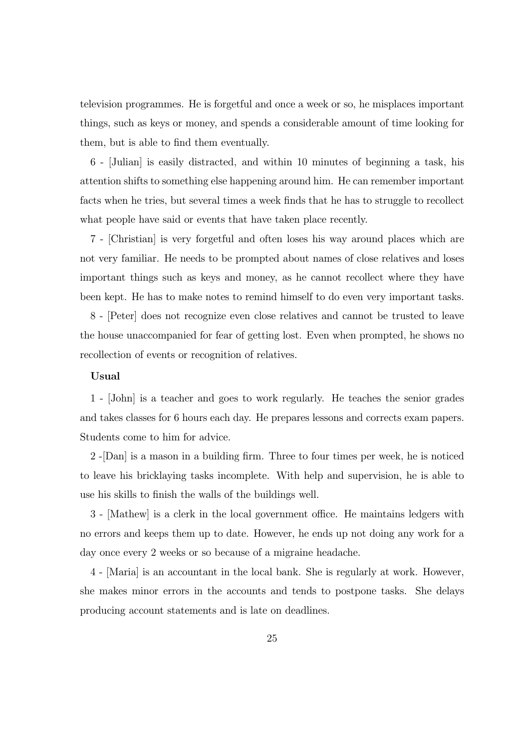television programmes. He is forgetful and once a week or so, he misplaces important things, such as keys or money, and spends a considerable amount of time looking for them, but is able to find them eventually.

6 - [Julian] is easily distracted, and within 10 minutes of beginning a task, his attention shifts to something else happening around him. He can remember important facts when he tries, but several times a week finds that he has to struggle to recollect what people have said or events that have taken place recently.

7 - [Christian] is very forgetful and often loses his way around places which are not very familiar. He needs to be prompted about names of close relatives and loses important things such as keys and money, as he cannot recollect where they have been kept. He has to make notes to remind himself to do even very important tasks.

8 - [Peter] does not recognize even close relatives and cannot be trusted to leave the house unaccompanied for fear of getting lost. Even when prompted, he shows no recollection of events or recognition of relatives.

**Usual**

1 - [John] is a teacher and goes to work regularly. He teaches the senior grades and takes classes for 6 hours each day. He prepares lessons and corrects exam papers. Students come to him for advice.

2 -[Dan] is a mason in a building firm. Three to four times per week, he is noticed to leave his bricklaying tasks incomplete. With help and supervision, he is able to use his skills to finish the walls of the buildings well.

3 - [Mathew] is a clerk in the local government office. He maintains ledgers with no errors and keeps them up to date. However, he ends up not doing any work for a day once every 2 weeks or so because of a migraine headache.

4 - [Maria] is an accountant in the local bank. She is regularly at work. However, she makes minor errors in the accounts and tends to postpone tasks. She delays producing account statements and is late on deadlines.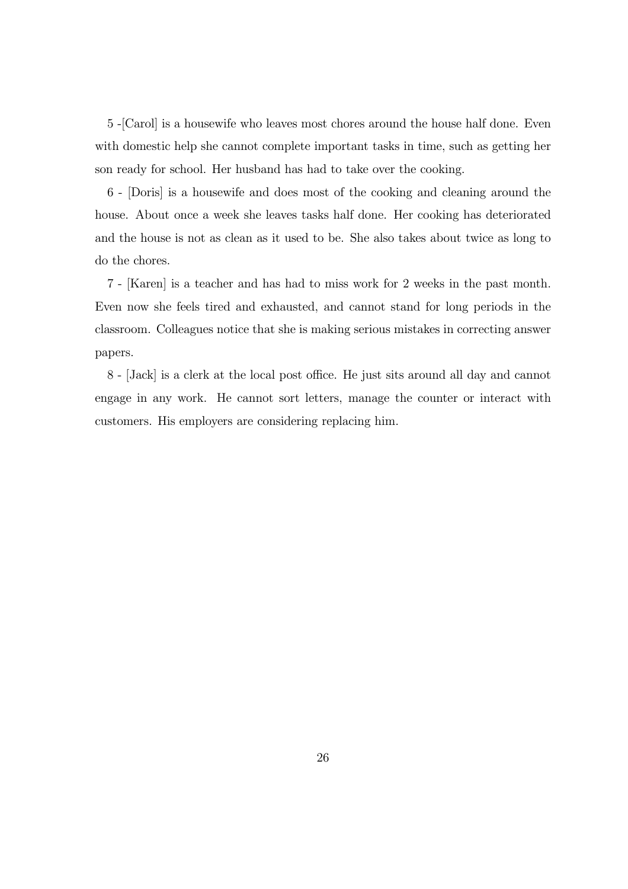5 -[Carol] is a housewife who leaves most chores around the house half done. Even with domestic help she cannot complete important tasks in time, such as getting her son ready for school. Her husband has had to take over the cooking.

6 - [Doris] is a housewife and does most of the cooking and cleaning around the house. About once a week she leaves tasks half done. Her cooking has deteriorated and the house is not as clean as it used to be. She also takes about twice as long to do the chores.

7 - [Karen] is a teacher and has had to miss work for 2 weeks in the past month. Even now she feels tired and exhausted, and cannot stand for long periods in the classroom. Colleagues notice that she is making serious mistakes in correcting answer papers.

8 - [Jack] is a clerk at the local post office. He just sits around all day and cannot engage in any work. He cannot sort letters, manage the counter or interact with customers. His employers are considering replacing him.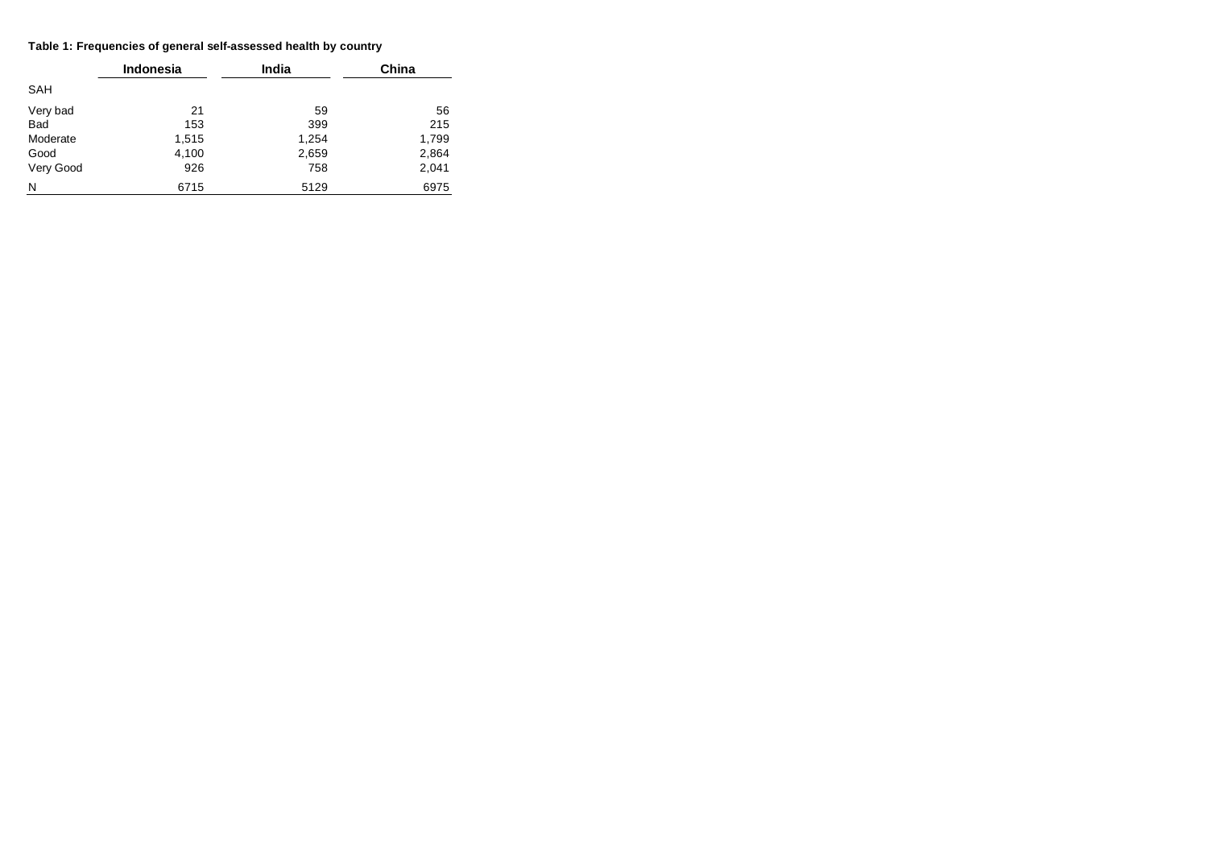**Table 1: Frequencies of general self-assessed health by country**

| | Indonesia | India | China |
|---|---|---|---|
| SAH | | | |
| Very bad | 21 | 59 | 56 |
| Bad | 153 | 399 | 215 |
| Moderate | 1,515 | 1,254 | 1,799 |
| Good | 4,100 | 2,659 | 2,864 |
| Very Good | 926 | 758 | 2,041 |
| N | 6715 | 5129 | 6975 |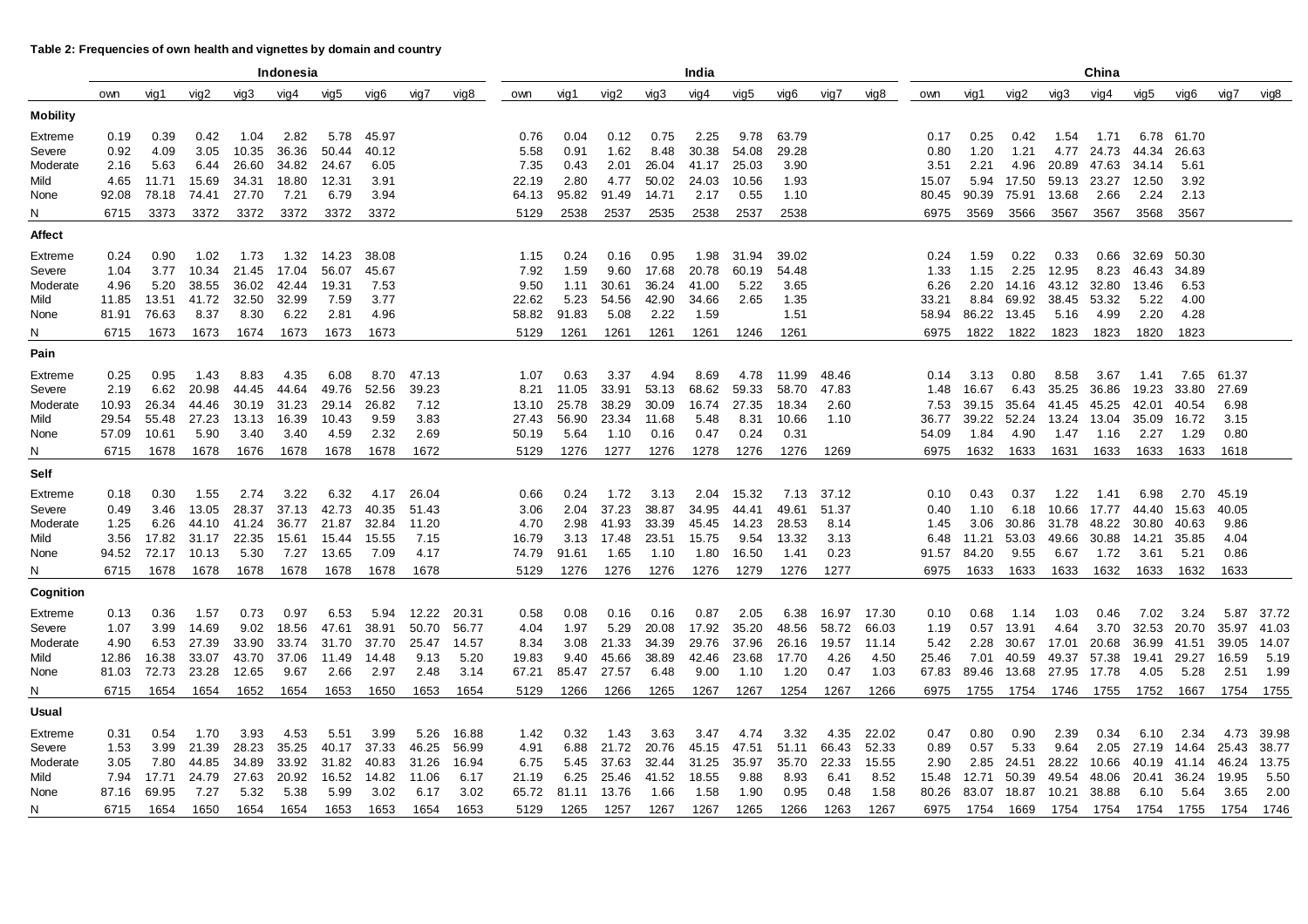**Table 2: Frequencies of own health and vignettes by domain and country**

| | Indonesia | | | | | | | | | India | | | | | | | | | China | | | | | | | | |
|---|---|---|---|---|---|---|---|---|---|---|---|---|---|---|---|---|---|---|---|---|---|---|---|---|---|---|---|
| | own | vig1 | vig2 | vig3 | vig4 | vig5 | vig6 | vig7 | vig8 | own | vig1 | vig2 | vig3 | vig4 | vig5 | vig6 | vig7 | vig8 | own | vig1 | vig2 | vig3 | vig4 | vig5 | vig6 | vig7 | vig8 |
| **Mobility** | | | | | | | | | | | | | | | | | | | | | | | | | | | |
| Extreme | 0.19 | 0.39 | 0.42 | 1.04 | 2.82 | 5.78 | 45.97 | | | 0.76 | 0.04 | 0.12 | 0.75 | 2.25 | 9.78 | 63.79 | | | 0.17 | 0.25 | 0.42 | 1.54 | 1.71 | 6.78 | 61.70 | | |
| Severe | 0.92 | 4.09 | 3.05 | 10.35 | 36.36 | 50.44 | 40.12 | | | 5.58 | 0.91 | 1.62 | 8.48 | 30.38 | 54.08 | 29.28 | | | 0.80 | 1.20 | 1.21 | 4.77 | 24.73 | 44.34 | 26.63 | | |
| Moderate | 2.16 | 5.63 | 6.44 | 26.60 | 34.82 | 24.67 | 6.05 | | | 7.35 | 0.43 | 2.01 | 26.04 | 41.17 | 25.03 | 3.90 | | | 3.51 | 2.21 | 4.96 | 20.89 | 47.63 | 34.14 | 5.61 | | |
| Mild | 4.65 | 11.71 | 15.69 | 34.31 | 18.80 | 12.31 | 3.91 | | | 22.19 | 2.80 | 4.77 | 50.02 | 24.03 | 10.56 | 1.93 | | | 15.07 | 5.94 | 17.50 | 59.13 | 23.27 | 12.50 | 3.92 | | |
| None | 92.08 | 78.18 | 74.41 | 27.70 | 7.21 | 6.79 | 3.94 | | | 64.13 | 95.82 | 91.49 | 14.71 | 2.17 | 0.55 | 1.10 | | | 80.45 | 90.39 | 75.91 | 13.68 | 2.66 | 2.24 | 2.13 | | |
| N | 6715 | 3373 | 3372 | 3372 | 3372 | 3372 | 3372 | | | 5129 | 2538 | 2537 | 2535 | 2538 | 2537 | 2538 | | | 6975 | 3569 | 3566 | 3567 | 3567 | 3568 | 3567 | | |
| **Affect** | | | | | | | | | | | | | | | | | | | | | | | | | | | |
| Extreme | 0.24 | 0.90 | 1.02 | 1.73 | 1.32 | 14.23 | 38.08 | | | 1.15 | 0.24 | 0.16 | 0.95 | 1.98 | 31.94 | 39.02 | | | 0.24 | 1.59 | 0.22 | 0.33 | 0.66 | 32.69 | 50.30 | | |
| Severe | 1.04 | 3.77 | 10.34 | 21.45 | 17.04 | 56.07 | 45.67 | | | 7.92 | 1.59 | 9.60 | 17.68 | 20.78 | 60.19 | 54.48 | | | 1.33 | 1.15 | 2.25 | 12.95 | 8.23 | 46.43 | 34.89 | | |
| Moderate | 4.96 | 5.20 | 38.55 | 36.02 | 42.44 | 19.31 | 7.53 | | | 9.50 | 1.11 | 30.61 | 36.24 | 41.00 | 5.22 | 3.65 | | | 6.26 | 2.20 | 14.16 | 43.12 | 32.80 | 13.46 | 6.53 | | |
| Mild | 11.85 | 13.51 | 41.72 | 32.50 | 32.99 | 7.59 | 3.77 | | | 22.62 | 5.23 | 54.56 | 42.90 | 34.66 | 2.65 | 1.35 | | | 33.21 | 8.84 | 69.92 | 38.45 | 53.32 | 5.22 | 4.00 | | |
| None | 81.91 | 76.63 | 8.37 | 8.30 | 6.22 | 2.81 | 4.96 | | | 58.82 | 91.83 | 5.08 | 2.22 | 1.59 | | 1.51 | | | 58.94 | 86.22 | 13.45 | 5.16 | 4.99 | 2.20 | 4.28 | | |
| N | 6715 | 1673 | 1673 | 1674 | 1673 | 1673 | 1673 | | | 5129 | 1261 | 1261 | 1261 | 1261 | 1246 | 1261 | | | 6975 | 1822 | 1822 | 1823 | 1823 | 1820 | 1823 | | |
| **Pain** | | | | | | | | | | | | | | | | | | | | | | | | | | | |
| Extreme | 0.25 | 0.95 | 1.43 | 8.83 | 4.35 | 6.08 | 8.70 | 47.13 | | 1.07 | 0.63 | 3.37 | 4.94 | 8.69 | 4.78 | 11.99 | 48.46 | | 0.14 | 3.13 | 0.80 | 8.58 | 3.67 | 1.41 | 7.65 | 61.37 | |
| Severe | 2.19 | 6.62 | 20.98 | 44.45 | 44.64 | 49.76 | 52.56 | 39.23 | | 8.21 | 11.05 | 33.91 | 53.13 | 68.62 | 59.33 | 58.70 | 47.83 | | 1.48 | 16.67 | 6.43 | 35.25 | 36.86 | 19.23 | 33.80 | 27.69 | |
| Moderate | 10.93 | 26.34 | 44.46 | 30.19 | 31.23 | 29.14 | 26.82 | 7.12 | | 13.10 | 25.78 | 38.29 | 30.09 | 16.74 | 27.35 | 18.34 | 2.60 | | 7.53 | 39.15 | 35.64 | 41.45 | 45.25 | 42.01 | 40.54 | 6.98 | |
| Mild | 29.54 | 55.48 | 27.23 | 13.13 | 16.39 | 10.43 | 9.59 | 3.83 | | 27.43 | 56.90 | 23.34 | 11.68 | 5.48 | 8.31 | 10.66 | 1.10 | | 36.77 | 39.22 | 52.24 | 13.24 | 13.04 | 35.09 | 16.72 | 3.15 | |
| None | 57.09 | 10.61 | 5.90 | 3.40 | 3.40 | 4.59 | 2.32 | 2.69 | | 50.19 | 5.64 | 1.10 | 0.16 | 0.47 | 0.24 | 0.31 | | | 54.09 | 1.84 | 4.90 | 1.47 | 1.16 | 2.27 | 1.29 | 0.80 | |
| N | 6715 | 1678 | 1678 | 1676 | 1678 | 1678 | 1678 | 1672 | | 5129 | 1276 | 1277 | 1276 | 1278 | 1276 | 1276 | 1269 | | 6975 | 1632 | 1633 | 1631 | 1633 | 1633 | 1633 | 1618 | |
| **Self** | | | | | | | | | | | | | | | | | | | | | | | | | | | |
| Extreme | 0.18 | 0.30 | 1.55 | 2.74 | 3.22 | 6.32 | 4.17 | 26.04 | | 0.66 | 0.24 | 1.72 | 3.13 | 2.04 | 15.32 | 7.13 | 37.12 | | 0.10 | 0.43 | 0.37 | 1.22 | 1.41 | 6.98 | 2.70 | 45.19 | |
| Severe | 0.49 | 3.46 | 13.05 | 28.37 | 37.13 | 42.73 | 40.35 | 51.43 | | 3.06 | 2.04 | 37.23 | 38.87 | 34.95 | 44.41 | 49.61 | 51.37 | | 0.40 | 1.10 | 6.18 | 10.66 | 17.77 | 44.40 | 15.63 | 40.05 | |
| Moderate | 1.25 | 6.26 | 44.10 | 41.24 | 36.77 | 21.87 | 32.84 | 11.20 | | 4.70 | 2.98 | 41.93 | 33.39 | 45.45 | 14.23 | 28.53 | 8.14 | | 1.45 | 3.06 | 30.86 | 31.78 | 48.22 | 30.80 | 40.63 | 9.86 | |
| Mild | 3.56 | 17.82 | 31.17 | 22.35 | 15.61 | 15.44 | 15.55 | 7.15 | | 16.79 | 3.13 | 17.48 | 23.51 | 15.75 | 9.54 | 13.32 | 3.13 | | 6.48 | 11.21 | 53.03 | 49.66 | 30.88 | 14.21 | 35.85 | 4.04 | |
| None | 94.52 | 72.17 | 10.13 | 5.30 | 7.27 | 13.65 | 7.09 | 4.17 | | 74.79 | 91.61 | 1.65 | 1.10 | 1.80 | 16.50 | 1.41 | 0.23 | | 91.57 | 84.20 | 9.55 | 6.67 | 1.72 | 3.61 | 5.21 | 0.86 | |
| N | 6715 | 1678 | 1678 | 1678 | 1678 | 1678 | 1678 | 1678 | | 5129 | 1276 | 1276 | 1276 | 1276 | 1279 | 1276 | 1277 | | 6975 | 1633 | 1633 | 1633 | 1632 | 1633 | 1632 | 1633 | |
| **Cognition** | | | | | | | | | | | | | | | | | | | | | | | | | | | |
| Extreme | 0.13 | 0.36 | 1.57 | 0.73 | 0.97 | 6.53 | 5.94 | 12.22 | 20.31 | 0.58 | 0.08 | 0.16 | 0.16 | 0.87 | 2.05 | 6.38 | 16.97 | 17.30 | 0.10 | 0.68 | 1.14 | 1.03 | 0.46 | 7.02 | 3.24 | 5.87 | 37.72 |
| Severe | 1.07 | 3.99 | 14.69 | 9.02 | 18.56 | 47.61 | 38.91 | 50.70 | 56.77 | 4.04 | 1.97 | 5.29 | 20.08 | 17.92 | 35.20 | 48.56 | 58.72 | 66.03 | 1.19 | 0.57 | 13.91 | 4.64 | 3.70 | 32.53 | 20.70 | 35.97 | 41.03 |
| Moderate | 4.90 | 6.53 | 27.39 | 33.90 | 33.74 | 31.70 | 37.70 | 25.47 | 14.57 | 8.34 | 3.08 | 21.33 | 34.39 | 29.76 | 37.96 | 26.16 | 19.57 | 11.14 | 5.42 | 2.28 | 30.67 | 17.01 | 20.68 | 36.99 | 41.51 | 39.05 | 14.07 |
| Mild | 12.86 | 16.38 | 33.07 | 43.70 | 37.06 | 11.49 | 14.48 | 9.13 | 5.20 | 19.83 | 9.40 | 45.66 | 38.89 | 42.46 | 23.68 | 17.70 | 4.26 | 4.50 | 25.46 | 7.01 | 40.59 | 49.37 | 57.38 | 19.41 | 29.27 | 16.59 | 5.19 |
| None | 81.03 | 72.73 | 23.28 | 12.65 | 9.67 | 2.66 | 2.97 | 2.48 | 3.14 | 67.21 | 85.47 | 27.57 | 6.48 | 9.00 | 1.10 | 1.20 | 0.47 | 1.03 | 67.83 | 89.46 | 13.68 | 27.95 | 17.78 | 4.05 | 5.28 | 2.51 | 1.99 |
| N | 6715 | 1654 | 1654 | 1652 | 1654 | 1653 | 1650 | 1653 | 1654 | 5129 | 1266 | 1266 | 1265 | 1267 | 1267 | 1254 | 1267 | 1266 | 6975 | 1755 | 1754 | 1746 | 1755 | 1752 | 1667 | 1754 | 1755 |
| **Usual** | | | | | | | | | | | | | | | | | | | | | | | | | | | |
| Extreme | 0.31 | 0.54 | 1.70 | 3.93 | 4.53 | 5.51 | 3.99 | 5.26 | 16.88 | 1.42 | 0.32 | 1.43 | 3.63 | 3.47 | 4.74 | 3.32 | 4.35 | 22.02 | 0.47 | 0.80 | 0.90 | 2.39 | 0.34 | 6.10 | 2.34 | 4.73 | 39.98 |
| Severe | 1.53 | 3.99 | 21.39 | 28.23 | 35.25 | 40.17 | 37.33 | 46.25 | 56.99 | 4.91 | 6.88 | 21.72 | 20.76 | 45.15 | 47.51 | 51.11 | 66.43 | 52.33 | 0.89 | 0.57 | 5.33 | 9.64 | 2.05 | 27.19 | 14.64 | 25.43 | 38.77 |
| Moderate | 3.05 | 7.80 | 44.85 | 34.89 | 33.92 | 31.82 | 40.83 | 31.26 | 16.94 | 6.75 | 5.45 | 37.63 | 32.44 | 31.25 | 35.97 | 35.70 | 22.33 | 15.55 | 2.90 | 2.85 | 24.51 | 28.22 | 10.66 | 40.19 | 41.14 | 46.24 | 13.75 |
| Mild | 7.94 | 17.71 | 24.79 | 27.63 | 20.92 | 16.52 | 14.82 | 11.06 | 6.17 | 21.19 | 6.25 | 25.46 | 41.52 | 18.55 | 9.88 | 8.93 | 6.41 | 8.52 | 15.48 | 12.71 | 50.39 | 49.54 | 48.06 | 20.41 | 36.24 | 19.95 | 5.50 |
| None | 87.16 | 69.95 | 7.27 | 5.32 | 5.38 | 5.99 | 3.02 | 6.17 | 3.02 | 65.72 | 81.11 | 13.76 | 1.66 | 1.58 | 1.90 | 0.95 | 0.48 | 1.58 | 80.26 | 83.07 | 18.87 | 10.21 | 38.88 | 6.10 | 5.64 | 3.65 | 2.00 |
| N | 6715 | 1654 | 1650 | 1654 | 1654 | 1653 | 1653 | 1654 | 1653 | 5129 | 1265 | 1257 | 1267 | 1267 | 1265 | 1266 | 1263 | 1267 | 6975 | 1754 | 1669 | 1754 | 1754 | 1754 | 1755 | 1754 | 1746 |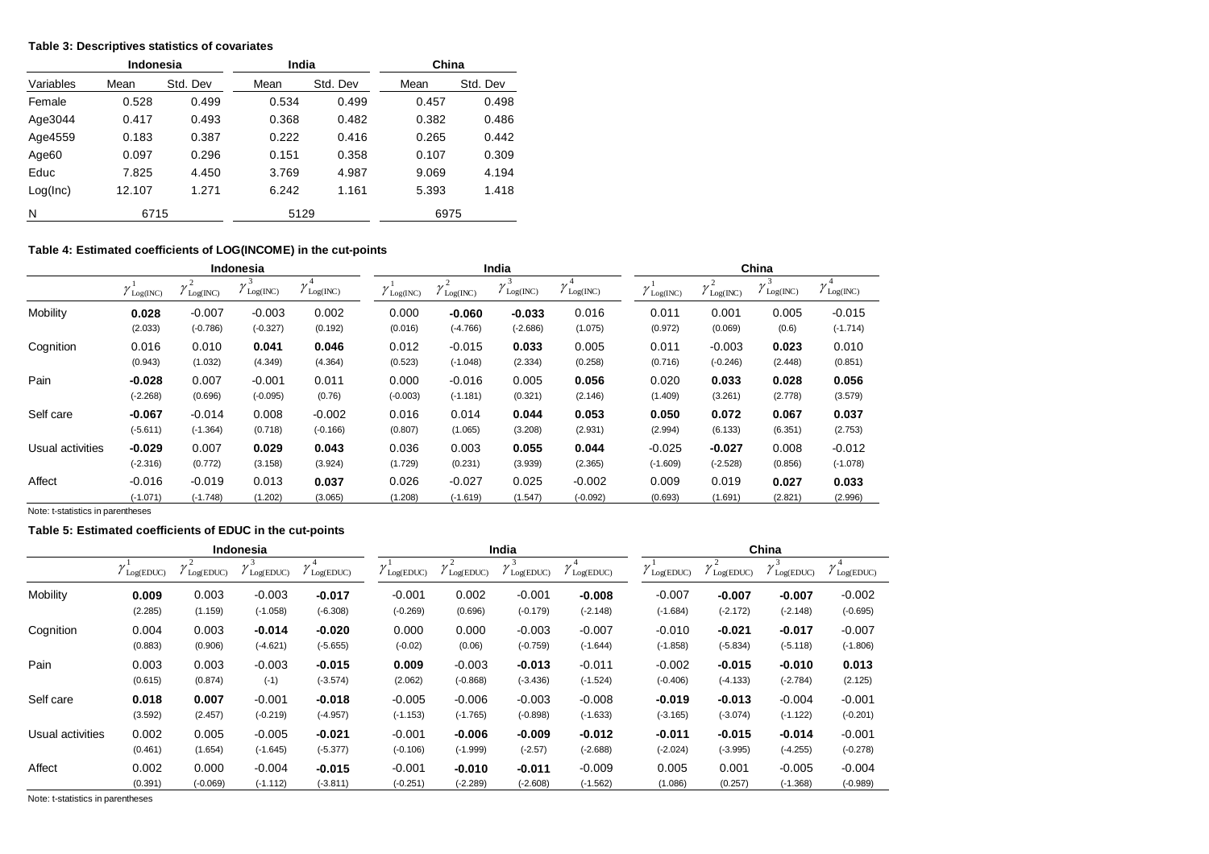**Table 3: Descriptives statistics of covariates**

| | Indonesia | | India | | China | |
|---|---|---|---|---|---|---|
| Variables | Mean | Std. Dev | Mean | Std. Dev | Mean | Std. Dev |
| Female | 0.528 | 0.499 | 0.534 | 0.499 | 0.457 | 0.498 |
| Age3044 | 0.417 | 0.493 | 0.368 | 0.482 | 0.382 | 0.486 |
| Age4559 | 0.183 | 0.387 | 0.222 | 0.416 | 0.265 | 0.442 |
| Age60 | 0.097 | 0.296 | 0.151 | 0.358 | 0.107 | 0.309 |
| Educ | 7.825 | 4.450 | 3.769 | 4.987 | 9.069 | 4.194 |
| Log(Inc) | 12.107 | 1.271 | 6.242 | 1.161 | 5.393 | 1.418 |
| N | 6715 | | 5129 | | 6975 | |

**Table 4: Estimated coefficients of LOG(INCOME) in the cut-points**

| | Indonesia | | | | India | | | | China | | | |
|---|---|---|---|---|---|---|---|---|---|---|---|---|
| | $\gamma^1_{\text{Log(INC)}}$ | $\gamma^2_{\text{Log(INC)}}$ | $\gamma^3_{\text{Log(INC)}}$ | $\gamma^4_{\text{Log(INC)}}$ | $\gamma^1_{\text{Log(INC)}}$ | $\gamma^2_{\text{Log(INC)}}$ | $\gamma^3_{\text{Log(INC)}}$ | $\gamma^4_{\text{Log(INC)}}$ | $\gamma^1_{\text{Log(INC)}}$ | $\gamma^2_{\text{Log(INC)}}$ | $\gamma^3_{\text{Log(INC)}}$ | $\gamma^4_{\text{Log(INC)}}$ |
| Mobility | **0.028** | -0.007 | -0.003 | 0.002 | 0.000 | **-0.060** | **-0.033** | 0.016 | 0.011 | 0.001 | 0.005 | -0.015 |
| | (2.033) | (-0.786) | (-0.327) | (0.192) | (0.016) | (-4.766) | (-2.686) | (1.075) | (0.972) | (0.069) | (0.6) | (-1.714) |
| Cognition | 0.016 | 0.010 | **0.041** | **0.046** | 0.012 | -0.015 | **0.033** | 0.005 | 0.011 | -0.003 | **0.023** | 0.010 |
| | (0.943) | (1.032) | (4.349) | (4.364) | (0.523) | (-1.048) | (2.334) | (0.258) | (0.716) | (-0.246) | (2.448) | (0.851) |
| Pain | **-0.028** | 0.007 | -0.001 | 0.011 | 0.000 | -0.016 | 0.005 | **0.056** | 0.020 | **0.033** | **0.028** | **0.056** |
| | (-2.268) | (0.696) | (-0.095) | (0.76) | (-0.003) | (-1.181) | (0.321) | (2.146) | (1.409) | (3.261) | (2.778) | (3.579) |
| Self care | **-0.067** | -0.014 | 0.008 | -0.002 | 0.016 | 0.014 | **0.044** | **0.053** | **0.050** | **0.072** | **0.067** | **0.037** |
| | (-5.611) | (-1.364) | (0.718) | (-0.166) | (0.807) | (1.065) | (3.208) | (2.931) | (2.994) | (6.133) | (6.351) | (2.753) |
| Usual activities | **-0.029** | 0.007 | **0.029** | **0.043** | 0.036 | 0.003 | **0.055** | **0.044** | -0.025 | **-0.027** | 0.008 | -0.012 |
| | (-2.316) | (0.772) | (3.158) | (3.924) | (1.729) | (0.231) | (3.939) | (2.365) | (-1.609) | (-2.528) | (0.856) | (-1.078) |
| Affect | -0.016 | -0.019 | 0.013 | **0.037** | 0.026 | -0.027 | 0.025 | -0.002 | 0.009 | 0.019 | **0.027** | **0.033** |
| | (-1.071) | (-1.748) | (1.202) | (3.065) | (1.208) | (-1.619) | (1.547) | (-0.092) | (0.693) | (1.691) | (2.821) | (2.996) |

Note: t-statistics in parentheses

**Table 5: Estimated coefficients of EDUC in the cut-points**

| | Indonesia | | | | India | | | | China | | | |
|---|---|---|---|---|---|---|---|---|---|---|---|---|
| | $\gamma^1_{\text{Log(EDUC)}}$ | $\gamma^2_{\text{Log(EDUC)}}$ | $\gamma^3_{\text{Log(EDUC)}}$ | $\gamma^4_{\text{Log(EDUC)}}$ | $\gamma^1_{\text{Log(EDUC)}}$ | $\gamma^2_{\text{Log(EDUC)}}$ | $\gamma^3_{\text{Log(EDUC)}}$ | $\gamma^4_{\text{Log(EDUC)}}$ | $\gamma^1_{\text{Log(EDUC)}}$ | $\gamma^2_{\text{Log(EDUC)}}$ | $\gamma^3_{\text{Log(EDUC)}}$ | $\gamma^4_{\text{Log(EDUC)}}$ |
| Mobility | **0.009** | 0.003 | -0.003 | **-0.017** | -0.001 | 0.002 | -0.001 | **-0.008** | -0.007 | **-0.007** | **-0.007** | -0.002 |
| | (2.285) | (1.159) | (-1.058) | (-6.308) | (-0.269) | (0.696) | (-0.179) | (-2.148) | (-1.684) | (-2.172) | (-2.148) | (-0.695) |
| Cognition | 0.004 | 0.003 | **-0.014** | **-0.020** | 0.000 | 0.000 | -0.003 | -0.007 | -0.010 | **-0.021** | **-0.017** | -0.007 |
| | (0.883) | (0.906) | (-4.621) | (-5.655) | (-0.02) | (0.06) | (-0.759) | (-1.644) | (-1.858) | (-5.834) | (-5.118) | (-1.806) |
| Pain | 0.003 | 0.003 | -0.003 | **-0.015** | **0.009** | -0.003 | **-0.013** | -0.011 | -0.002 | **-0.015** | **-0.010** | **0.013** |
| | (0.615) | (0.874) | (-1) | (-3.574) | (2.062) | (-0.868) | (-3.436) | (-1.524) | (-0.406) | (-4.133) | (-2.784) | (2.125) |
| Self care | **0.018** | 0.007 | -0.001 | **-0.018** | -0.005 | -0.006 | -0.003 | -0.008 | **-0.019** | **-0.013** | -0.004 | -0.001 |
| | (3.592) | (2.457) | (-0.219) | (-4.957) | (-1.153) | (-1.765) | (-0.898) | (-1.633) | (-3.165) | (-3.074) | (-1.122) | (-0.201) |
| Usual activities | 0.002 | 0.005 | -0.005 | **-0.021** | -0.001 | **-0.006** | **-0.009** | **-0.012** | **-0.011** | **-0.015** | **-0.014** | -0.001 |
| | (0.461) | (1.654) | (-1.645) | (-5.377) | (-0.106) | (-1.999) | (-2.57) | (-2.688) | (-2.024) | (-3.995) | (-4.255) | (-0.278) |
| Affect | 0.002 | 0.000 | -0.004 | **-0.015** | -0.001 | **-0.010** | **-0.011** | -0.009 | 0.005 | 0.001 | -0.005 | -0.004 |
| | (0.391) | (-0.069) | (-1.112) | (-3.811) | (-0.251) | (-2.289) | (-2.608) | (-1.562) | (1.086) | (0.257) | (-1.368) | (-0.989) |

Note: t-statistics in parentheses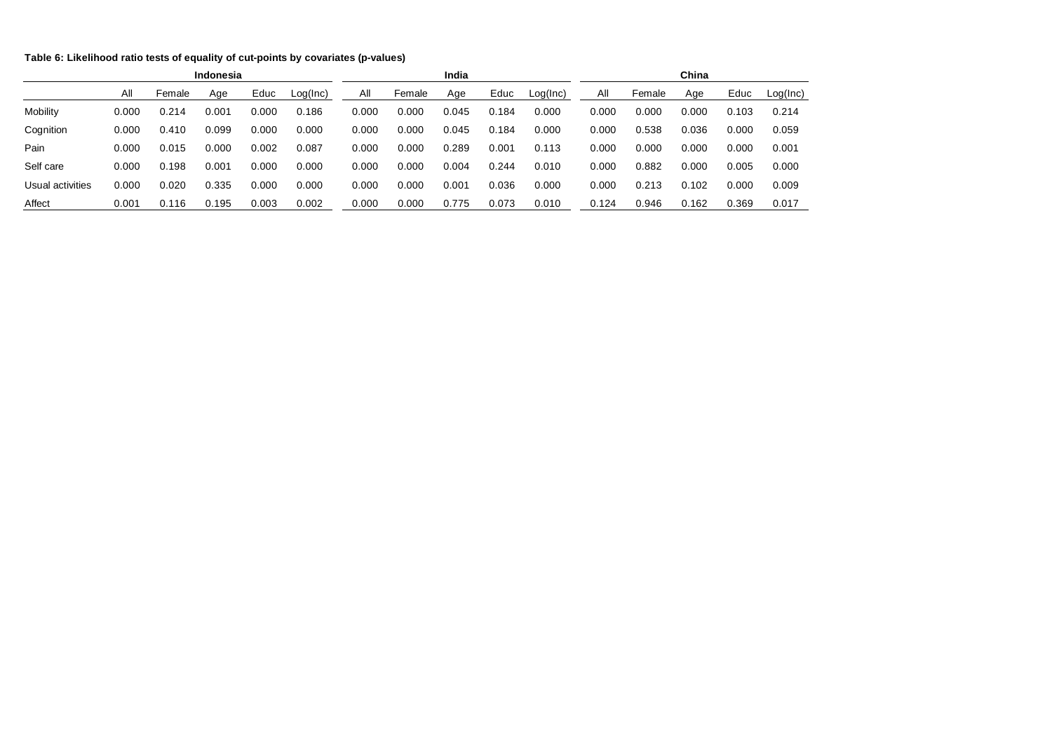**Table 6: Likelihood ratio tests of equality of cut-points by covariates (p-values)**

| | Indonesia | | | | | India | | | | | China | | | | |
|---|---|---|---|---|---|---|---|---|---|---|---|---|---|---|---|
| | All | Female | Age | Educ | Log(Inc) | All | Female | Age | Educ | Log(Inc) | All | Female | Age | Educ | Log(Inc) |
| Mobility | 0.000 | 0.214 | 0.001 | 0.000 | 0.186 | 0.000 | 0.000 | 0.045 | 0.184 | 0.000 | 0.000 | 0.000 | 0.000 | 0.103 | 0.214 |
| Cognition | 0.000 | 0.410 | 0.099 | 0.000 | 0.000 | 0.000 | 0.000 | 0.045 | 0.184 | 0.000 | 0.000 | 0.538 | 0.036 | 0.000 | 0.059 |
| Pain | 0.000 | 0.015 | 0.000 | 0.002 | 0.087 | 0.000 | 0.000 | 0.289 | 0.001 | 0.113 | 0.000 | 0.000 | 0.000 | 0.000 | 0.001 |
| Self care | 0.000 | 0.198 | 0.001 | 0.000 | 0.000 | 0.000 | 0.000 | 0.004 | 0.244 | 0.010 | 0.000 | 0.882 | 0.000 | 0.005 | 0.000 |
| Usual activities | 0.000 | 0.020 | 0.335 | 0.000 | 0.000 | 0.000 | 0.000 | 0.001 | 0.036 | 0.000 | 0.000 | 0.213 | 0.102 | 0.000 | 0.009 |
| Affect | 0.001 | 0.116 | 0.195 | 0.003 | 0.002 | 0.000 | 0.000 | 0.775 | 0.073 | 0.010 | 0.124 | 0.946 | 0.162 | 0.369 | 0.017 |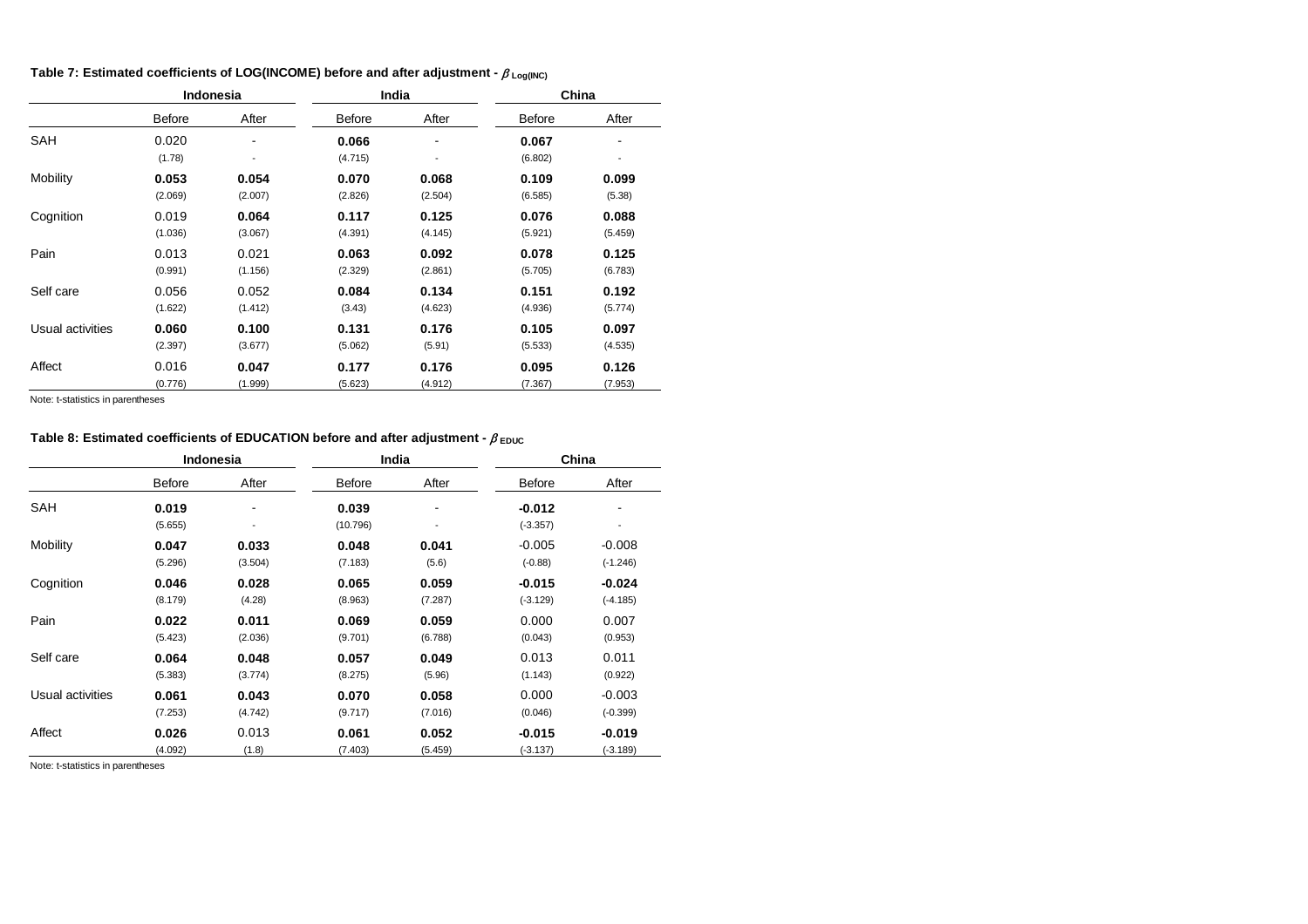**Table 7: Estimated coefficients of LOG(INCOME) before and after adjustment - $\beta_{Log(INC)}$**

| | Indonesia | | India | | China | |
|---|---|---|---|---|---|---|
| | Before | After | Before | After | Before | After |
| SAH | 0.020 | - | **0.066** | - | **0.067** | - |
| | (1.78) | - | (4.715) | - | (6.802) | - |
| Mobility | **0.053** | **0.054** | **0.070** | **0.068** | **0.109** | **0.099** |
| | (2.069) | (2.007) | (2.826) | (2.504) | (6.585) | (5.38) |
| Cognition | 0.019 | **0.064** | **0.117** | **0.125** | **0.076** | **0.088** |
| | (1.036) | (3.067) | (4.391) | (4.145) | (5.921) | (5.459) |
| Pain | 0.013 | 0.021 | **0.063** | **0.092** | **0.078** | **0.125** |
| | (0.991) | (1.156) | (2.329) | (2.861) | (5.705) | (6.783) |
| Self care | 0.056 | 0.052 | **0.084** | **0.134** | **0.151** | **0.192** |
| | (1.622) | (1.412) | (3.43) | (4.623) | (4.936) | (5.774) |
| Usual activities | **0.060** | **0.100** | **0.131** | **0.176** | **0.105** | **0.097** |
| | (2.397) | (3.677) | (5.062) | (5.91) | (5.533) | (4.535) |
| Affect | 0.016 | **0.047** | **0.177** | **0.176** | **0.095** | **0.126** |
| | (0.776) | (1.999) | (5.623) | (4.912) | (7.367) | (7.953) |

Note: t-statistics in parentheses

**Table 8: Estimated coefficients of EDUCATION before and after adjustment - $\beta_{EDUC}$**

| | Indonesia | | India | | China | |
|---|---|---|---|---|---|---|
| | Before | After | Before | After | Before | After |
| SAH | **0.019** | - | **0.039** | - | **-0.012** | - |
| | (5.655) | - | (10.796) | - | (-3.357) | - |
| Mobility | **0.047** | **0.033** | **0.048** | **0.041** | -0.005 | -0.008 |
| | (5.296) | (3.504) | (7.183) | (5.6) | (-0.88) | (-1.246) |
| Cognition | **0.046** | **0.028** | **0.065** | **0.059** | **-0.015** | **-0.024** |
| | (8.179) | (4.28) | (8.963) | (7.287) | (-3.129) | (-4.185) |
| Pain | **0.022** | **0.011** | **0.069** | **0.059** | 0.000 | 0.007 |
| | (5.423) | (2.036) | (9.701) | (6.788) | (0.043) | (0.953) |
| Self care | **0.064** | **0.048** | **0.057** | **0.049** | 0.013 | 0.011 |
| | (5.383) | (3.774) | (8.275) | (5.96) | (1.143) | (0.922) |
| Usual activities | **0.061** | **0.043** | **0.070** | **0.058** | 0.000 | -0.003 |
| | (7.253) | (4.742) | (9.717) | (7.016) | (0.046) | (-0.399) |
| Affect | **0.026** | 0.013 | **0.061** | **0.052** | **-0.015** | **-0.019** |
| | (4.092) | (1.8) | (7.403) | (5.459) | (-3.137) | (-3.189) |

Note: t-statistics in parentheses